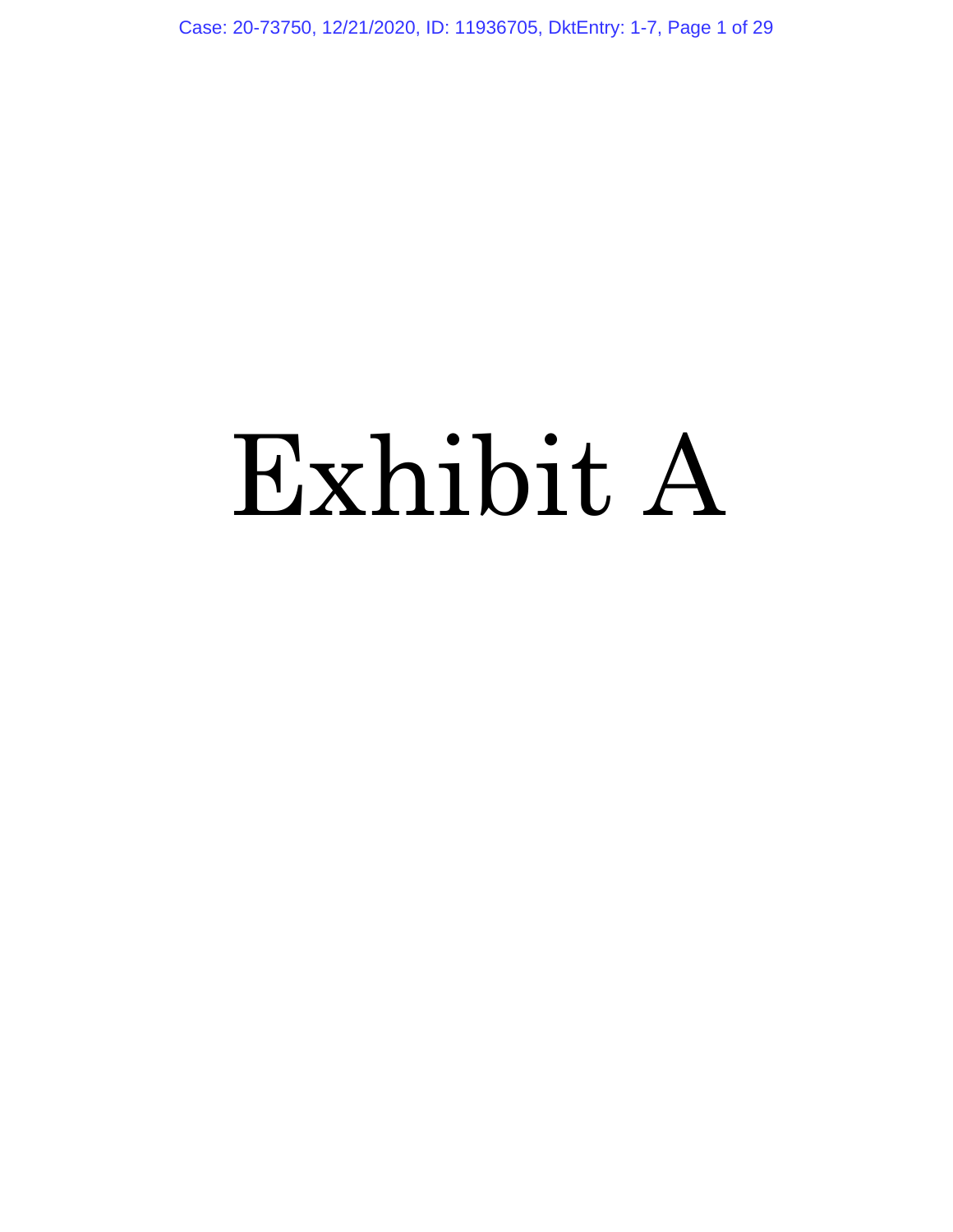# Exhibit A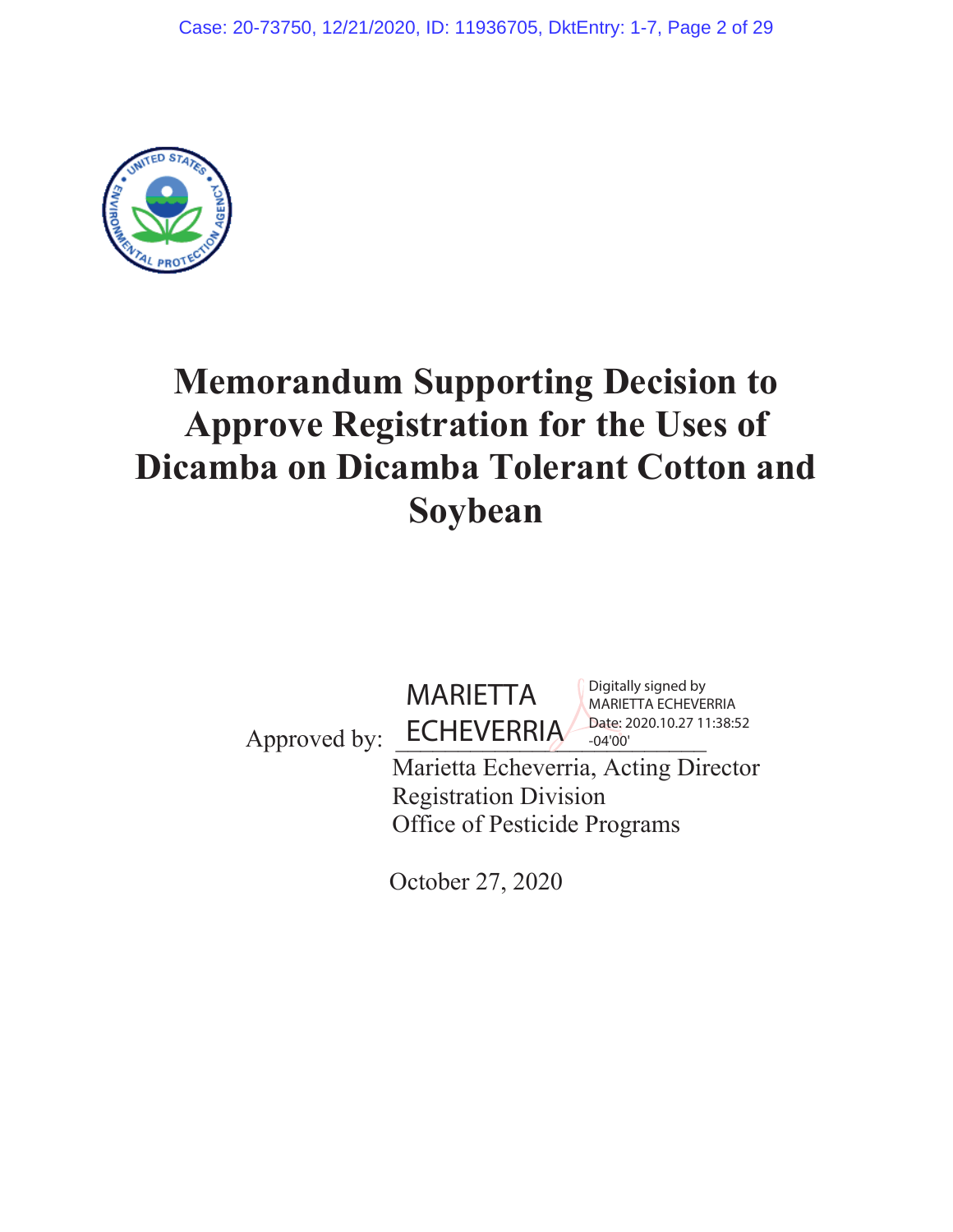# Memorandum Supporting Decision to Approve Registration for the Uses of Dicamba on Dicamba Tolerant Cotton and Soybean

Approved by: MARIETTA ECHEVERRIA

Digitally signed by MARIETTA ECHEVERRIA
Date: 2020.10.27 11:38:52 -04'00'

Marietta Echeverria, Acting Director
Registration Division
Office of Pesticide Programs

October 27, 2020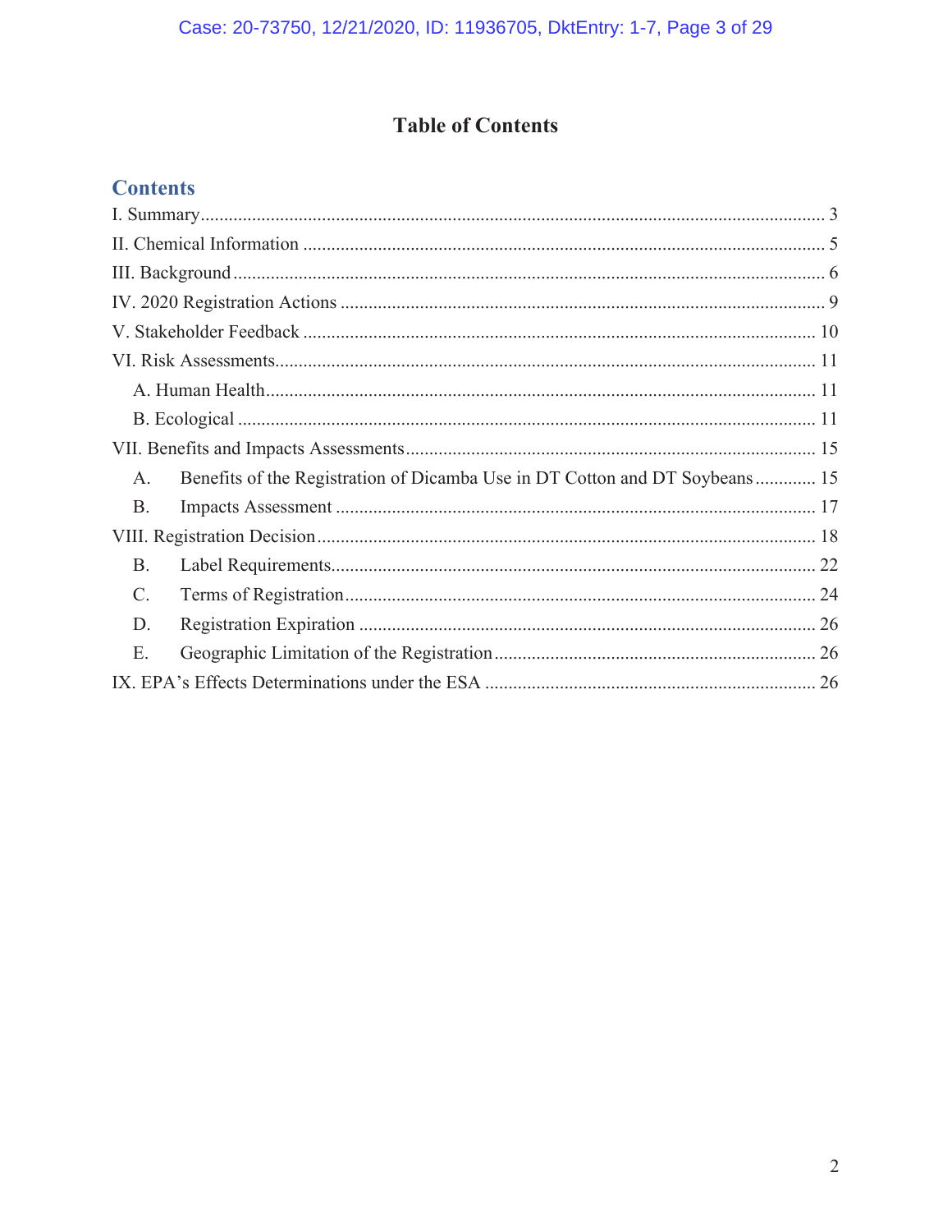# Table of Contents

## Contents

I. Summary ..... 3

II. Chemical Information ..... 5

III. Background ..... 6

IV. 2020 Registration Actions ..... 9

V. Stakeholder Feedback ..... 10

VI. Risk Assessments ..... 11

- A. Human Health ..... 11
- B. Ecological ..... 11

VII. Benefits and Impacts Assessments ..... 15

- A. Benefits of the Registration of Dicamba Use in DT Cotton and DT Soybeans ..... 15
- B. Impacts Assessment ..... 17

VIII. Registration Decision ..... 18

- B. Label Requirements ..... 22
- C. Terms of Registration ..... 24
- D. Registration Expiration ..... 26
- E. Geographic Limitation of the Registration ..... 26

IX. EPA's Effects Determinations under the ESA ..... 26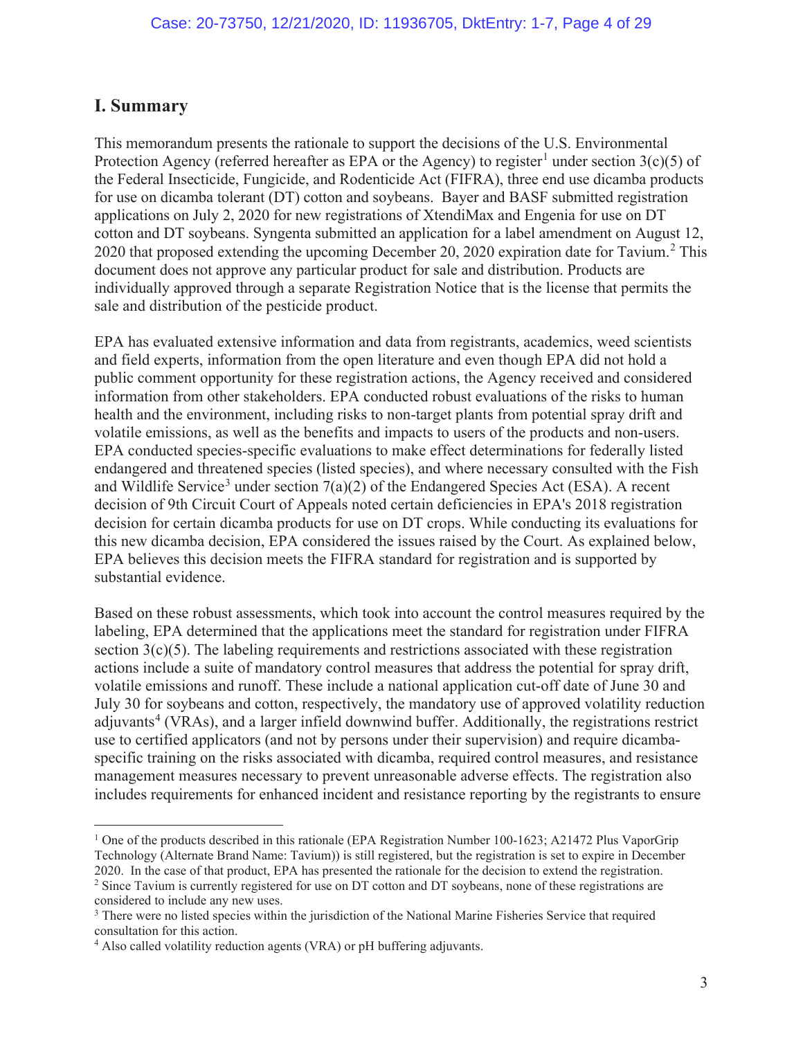## I. Summary

This memorandum presents the rationale to support the decisions of the U.S. Environmental Protection Agency (referred hereafter as EPA or the Agency) to register[1] under section 3(c)(5) of the Federal Insecticide, Fungicide, and Rodenticide Act (FIFRA), three end use dicamba products for use on dicamba tolerant (DT) cotton and soybeans. Bayer and BASF submitted registration applications on July 2, 2020 for new registrations of XtendiMax and Engenia for use on DT cotton and DT soybeans. Syngenta submitted an application for a label amendment on August 12, 2020 that proposed extending the upcoming December 20, 2020 expiration date for Tavium.[2] This document does not approve any particular product for sale and distribution. Products are individually approved through a separate Registration Notice that is the license that permits the sale and distribution of the pesticide product.

EPA has evaluated extensive information and data from registrants, academics, weed scientists and field experts, information from the open literature and even though EPA did not hold a public comment opportunity for these registration actions, the Agency received and considered information from other stakeholders. EPA conducted robust evaluations of the risks to human health and the environment, including risks to non-target plants from potential spray drift and volatile emissions, as well as the benefits and impacts to users of the products and non-users. EPA conducted species-specific evaluations to make effect determinations for federally listed endangered and threatened species (listed species), and where necessary consulted with the Fish and Wildlife Service[3] under section 7(a)(2) of the Endangered Species Act (ESA). A recent decision of 9th Circuit Court of Appeals noted certain deficiencies in EPA's 2018 registration decision for certain dicamba products for use on DT crops. While conducting its evaluations for this new dicamba decision, EPA considered the issues raised by the Court. As explained below, EPA believes this decision meets the FIFRA standard for registration and is supported by substantial evidence.

Based on these robust assessments, which took into account the control measures required by the labeling, EPA determined that the applications meet the standard for registration under FIFRA section 3(c)(5). The labeling requirements and restrictions associated with these registration actions include a suite of mandatory control measures that address the potential for spray drift, volatile emissions and runoff. These include a national application cut-off date of June 30 and July 30 for soybeans and cotton, respectively, the mandatory use of approved volatility reduction adjuvants[4] (VRAs), and a larger infield downwind buffer. Additionally, the registrations restrict use to certified applicators (and not by persons under their supervision) and require dicamba-specific training on the risks associated with dicamba, required control measures, and resistance management measures necessary to prevent unreasonable adverse effects. The registration also includes requirements for enhanced incident and resistance reporting by the registrants to ensure

---

[1] One of the products described in this rationale (EPA Registration Number 100-1623; A21472 Plus VaporGrip Technology (Alternate Brand Name: Tavium)) is still registered, but the registration is set to expire in December 2020. In the case of that product, EPA has presented the rationale for the decision to extend the registration.

[2] Since Tavium is currently registered for use on DT cotton and DT soybeans, none of these registrations are considered to include any new uses.

[3] There were no listed species within the jurisdiction of the National Marine Fisheries Service that required consultation for this action.

[4] Also called volatility reduction agents (VRA) or pH buffering adjuvants.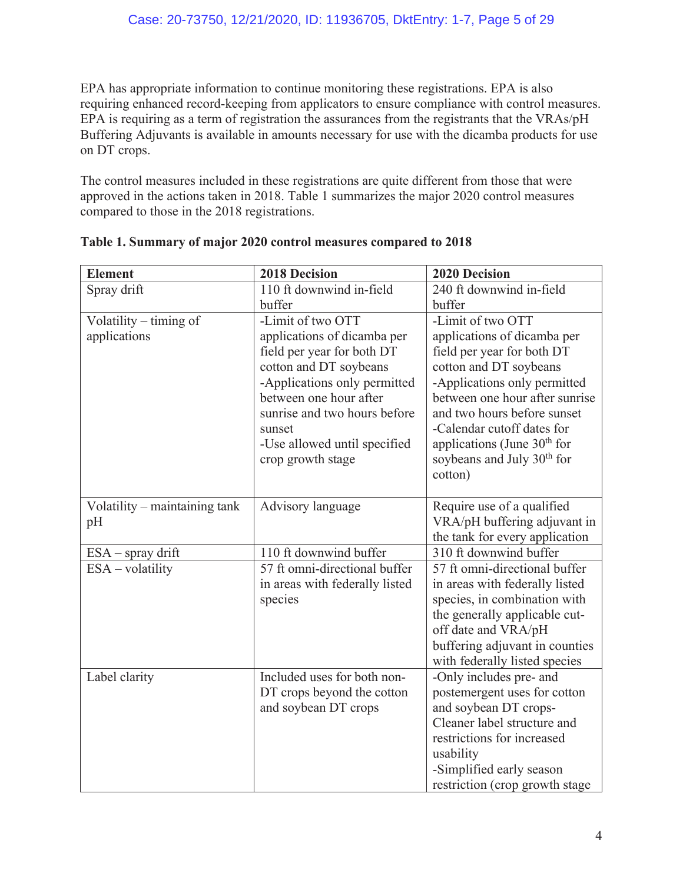EPA has appropriate information to continue monitoring these registrations. EPA is also requiring enhanced record-keeping from applicators to ensure compliance with control measures. EPA is requiring as a term of registration the assurances from the registrants that the VRAs/pH Buffering Adjuvants is available in amounts necessary for use with the dicamba products for use on DT crops.

The control measures included in these registrations are quite different from those that were approved in the actions taken in 2018. Table 1 summarizes the major 2020 control measures compared to those in the 2018 registrations.

**Table 1. Summary of major 2020 control measures compared to 2018**

| Element | 2018 Decision | 2020 Decision |
|---|---|---|
| Spray drift | 110 ft downwind in-field buffer | 240 ft downwind in-field buffer |
| Volatility – timing of applications | -Limit of two OTT applications of dicamba per field per year for both DT cotton and DT soybeans<br>-Applications only permitted between one hour after sunrise and two hours before sunset<br>-Use allowed until specified crop growth stage | -Limit of two OTT applications of dicamba per field per year for both DT cotton and DT soybeans<br>-Applications only permitted between one hour after sunrise and two hours before sunset<br>-Calendar cutoff dates for applications (June 30th for soybeans and July 30th for cotton) |
| Volatility – maintaining tank pH | Advisory language | Require use of a qualified VRA/pH buffering adjuvant in the tank for every application |
| ESA – spray drift | 110 ft downwind buffer | 310 ft downwind buffer |
| ESA – volatility | 57 ft omni-directional buffer in areas with federally listed species | 57 ft omni-directional buffer in areas with federally listed species, in combination with the generally applicable cut-off date and VRA/pH buffering adjuvant in counties with federally listed species |
| Label clarity | Included uses for both non-DT crops beyond the cotton and soybean DT crops | -Only includes pre- and postemergent uses for cotton and soybean DT crops-Cleaner label structure and restrictions for increased usability<br>-Simplified early season restriction (crop growth stage |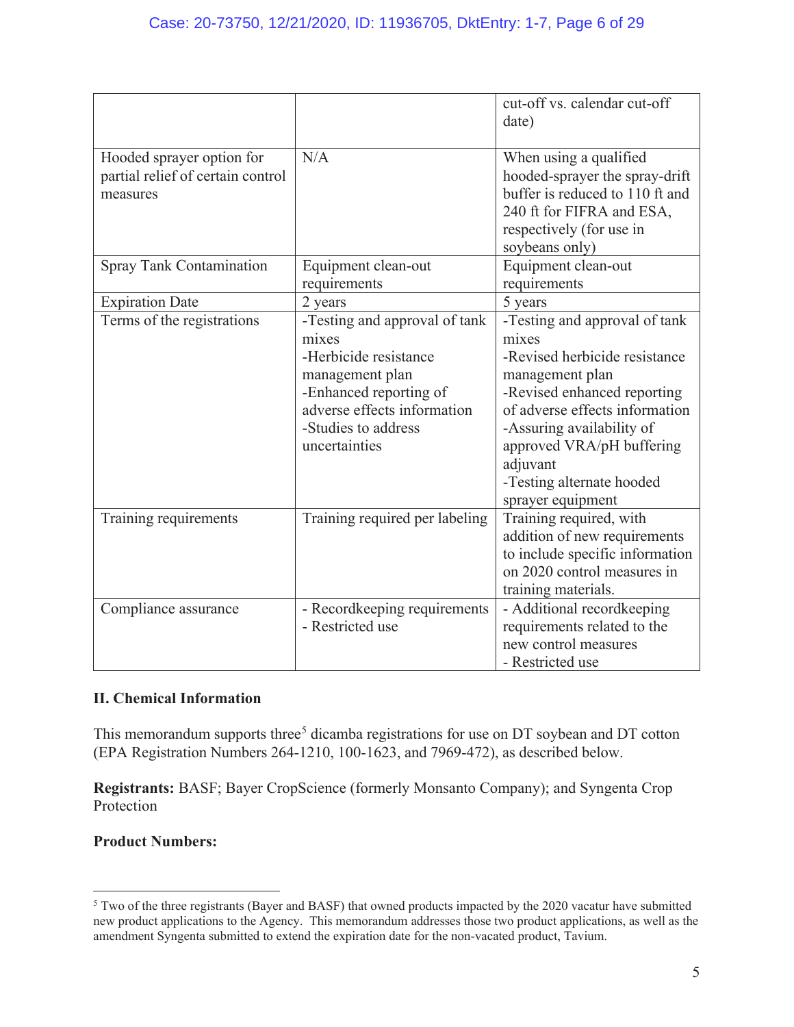| | | |
|---|---|---|
| | | cut-off vs. calendar cut-off date) |
| Hooded sprayer option for partial relief of certain control measures | N/A | When using a qualified hooded-sprayer the spray-drift buffer is reduced to 110 ft and 240 ft for FIFRA and ESA, respectively (for use in soybeans only) |
| Spray Tank Contamination | Equipment clean-out requirements | Equipment clean-out requirements |
| Expiration Date | 2 years | 5 years |
| Terms of the registrations | -Testing and approval of tank mixes<br>-Herbicide resistance management plan<br>-Enhanced reporting of adverse effects information<br>-Studies to address uncertainties | -Testing and approval of tank mixes<br>-Revised herbicide resistance management plan<br>-Revised enhanced reporting of adverse effects information<br>-Assuring availability of approved VRA/pH buffering adjuvant<br>-Testing alternate hooded sprayer equipment |
| Training requirements | Training required per labeling | Training required, with addition of new requirements to include specific information on 2020 control measures in training materials. |
| Compliance assurance | - Recordkeeping requirements<br>- Restricted use | - Additional recordkeeping requirements related to the new control measures<br>- Restricted use |

## II. Chemical Information

This memorandum supports three[5] dicamba registrations for use on DT soybean and DT cotton (EPA Registration Numbers 264-1210, 100-1623, and 7969-472), as described below.

**Registrants:** BASF; Bayer CropScience (formerly Monsanto Company); and Syngenta Crop Protection

**Product Numbers:**

[5] Two of the three registrants (Bayer and BASF) that owned products impacted by the 2020 vacatur have submitted new product applications to the Agency. This memorandum addresses those two product applications, as well as the amendment Syngenta submitted to extend the expiration date for the non-vacated product, Tavium.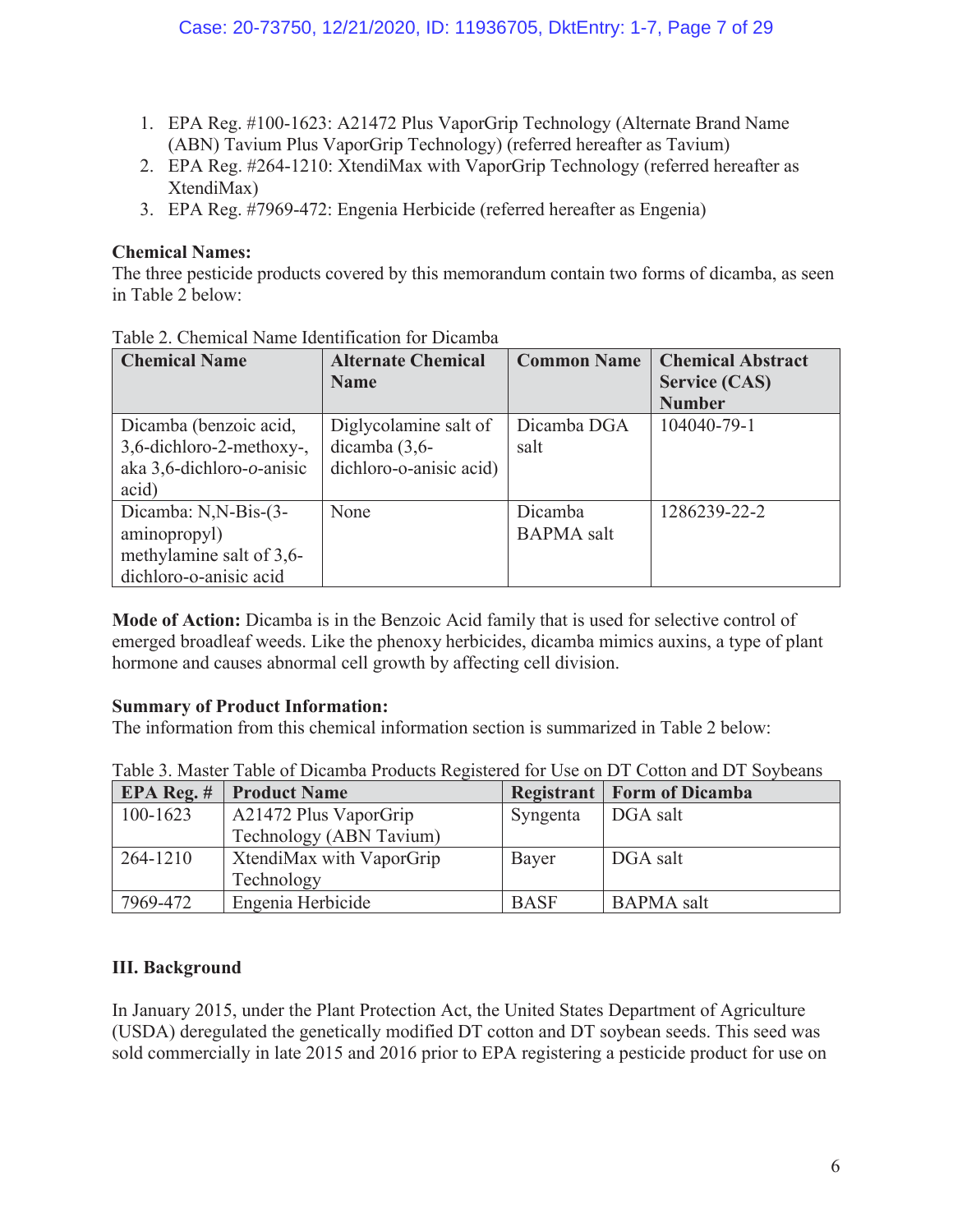1. EPA Reg. #100-1623: A21472 Plus VaporGrip Technology (Alternate Brand Name (ABN) Tavium Plus VaporGrip Technology) (referred hereafter as Tavium)
2. EPA Reg. #264-1210: XtendiMax with VaporGrip Technology (referred hereafter as XtendiMax)
3. EPA Reg. #7969-472: Engenia Herbicide (referred hereafter as Engenia)

**Chemical Names:**
The three pesticide products covered by this memorandum contain two forms of dicamba, as seen in Table 2 below:

Table 2. Chemical Name Identification for Dicamba

| Chemical Name | Alternate Chemical Name | Common Name | Chemical Abstract Service (CAS) Number |
|---|---|---|---|
| Dicamba (benzoic acid, 3,6-dichloro-2-methoxy-, aka 3,6-dichloro-*o*-anisic acid) | Diglycolamine salt of dicamba (3,6-dichloro-o-anisic acid) | Dicamba DGA salt | 104040-79-1 |
| Dicamba: N,N-Bis-(3-aminopropyl) methylamine salt of 3,6-dichloro-o-anisic acid | None | Dicamba BAPMA salt | 1286239-22-2 |

**Mode of Action:** Dicamba is in the Benzoic Acid family that is used for selective control of emerged broadleaf weeds. Like the phenoxy herbicides, dicamba mimics auxins, a type of plant hormone and causes abnormal cell growth by affecting cell division.

**Summary of Product Information:**
The information from this chemical information section is summarized in Table 2 below:

Table 3. Master Table of Dicamba Products Registered for Use on DT Cotton and DT Soybeans

| EPA Reg. # | Product Name | Registrant | Form of Dicamba |
|---|---|---|---|
| 100-1623 | A21472 Plus VaporGrip Technology (ABN Tavium) | Syngenta | DGA salt |
| 264-1210 | XtendiMax with VaporGrip Technology | Bayer | DGA salt |
| 7969-472 | Engenia Herbicide | BASF | BAPMA salt |

**III. Background**

In January 2015, under the Plant Protection Act, the United States Department of Agriculture (USDA) deregulated the genetically modified DT cotton and DT soybean seeds. This seed was sold commercially in late 2015 and 2016 prior to EPA registering a pesticide product for use on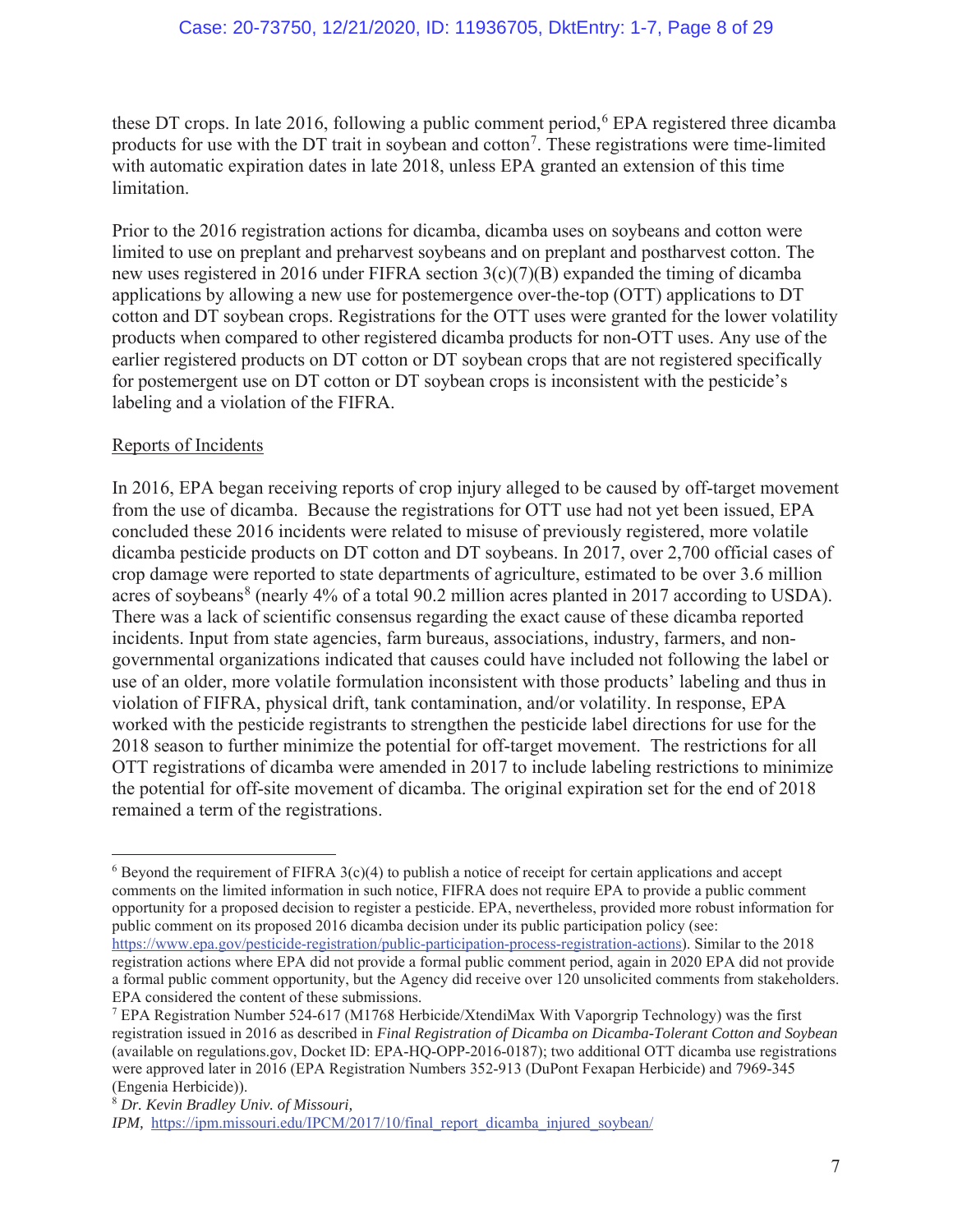these DT crops. In late 2016, following a public comment period,[6] EPA registered three dicamba products for use with the DT trait in soybean and cotton[7]. These registrations were time-limited with automatic expiration dates in late 2018, unless EPA granted an extension of this time limitation.

Prior to the 2016 registration actions for dicamba, dicamba uses on soybeans and cotton were limited to use on preplant and preharvest soybeans and on preplant and postharvest cotton. The new uses registered in 2016 under FIFRA section 3(c)(7)(B) expanded the timing of dicamba applications by allowing a new use for postemergence over-the-top (OTT) applications to DT cotton and DT soybean crops. Registrations for the OTT uses were granted for the lower volatility products when compared to other registered dicamba products for non-OTT uses. Any use of the earlier registered products on DT cotton or DT soybean crops that are not registered specifically for postemergent use on DT cotton or DT soybean crops is inconsistent with the pesticide's labeling and a violation of the FIFRA.

Reports of Incidents

In 2016, EPA began receiving reports of crop injury alleged to be caused by off-target movement from the use of dicamba. Because the registrations for OTT use had not yet been issued, EPA concluded these 2016 incidents were related to misuse of previously registered, more volatile dicamba pesticide products on DT cotton and DT soybeans. In 2017, over 2,700 official cases of crop damage were reported to state departments of agriculture, estimated to be over 3.6 million acres of soybeans[8] (nearly 4% of a total 90.2 million acres planted in 2017 according to USDA). There was a lack of scientific consensus regarding the exact cause of these dicamba reported incidents. Input from state agencies, farm bureaus, associations, industry, farmers, and non-governmental organizations indicated that causes could have included not following the label or use of an older, more volatile formulation inconsistent with those products' labeling and thus in violation of FIFRA, physical drift, tank contamination, and/or volatility. In response, EPA worked with the pesticide registrants to strengthen the pesticide label directions for use for the 2018 season to further minimize the potential for off-target movement. The restrictions for all OTT registrations of dicamba were amended in 2017 to include labeling restrictions to minimize the potential for off-site movement of dicamba. The original expiration set for the end of 2018 remained a term of the registrations.

---

[6] Beyond the requirement of FIFRA 3(c)(4) to publish a notice of receipt for certain applications and accept comments on the limited information in such notice, FIFRA does not require EPA to provide a public comment opportunity for a proposed decision to register a pesticide. EPA, nevertheless, provided more robust information for public comment on its proposed 2016 dicamba decision under its public participation policy (see: https://www.epa.gov/pesticide-registration/public-participation-process-registration-actions). Similar to the 2018 registration actions where EPA did not provide a formal public comment period, again in 2020 EPA did not provide a formal public comment opportunity, but the Agency did receive over 120 unsolicited comments from stakeholders. EPA considered the content of these submissions.

[7] EPA Registration Number 524-617 (M1768 Herbicide/XtendiMax With Vaporgrip Technology) was the first registration issued in 2016 as described in *Final Registration of Dicamba on Dicamba-Tolerant Cotton and Soybean* (available on regulations.gov, Docket ID: EPA-HQ-OPP-2016-0187); two additional OTT dicamba use registrations were approved later in 2016 (EPA Registration Numbers 352-913 (DuPont Fexapan Herbicide) and 7969-345 (Engenia Herbicide)).

[8] *Dr. Kevin Bradley Univ. of Missouri, IPM,* https://ipm.missouri.edu/IPCM/2017/10/final_report_dicamba_injured_soybean/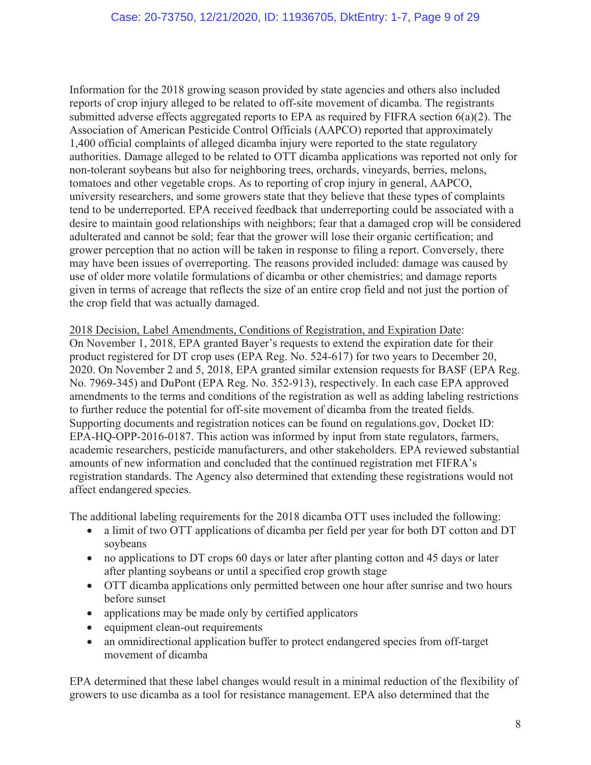Information for the 2018 growing season provided by state agencies and others also included reports of crop injury alleged to be related to off-site movement of dicamba. The registrants submitted adverse effects aggregated reports to EPA as required by FIFRA section 6(a)(2). The Association of American Pesticide Control Officials (AAPCO) reported that approximately 1,400 official complaints of alleged dicamba injury were reported to the state regulatory authorities. Damage alleged to be related to OTT dicamba applications was reported not only for non-tolerant soybeans but also for neighboring trees, orchards, vineyards, berries, melons, tomatoes and other vegetable crops. As to reporting of crop injury in general, AAPCO, university researchers, and some growers state that they believe that these types of complaints tend to be underreported. EPA received feedback that underreporting could be associated with a desire to maintain good relationships with neighbors; fear that a damaged crop will be considered adulterated and cannot be sold; fear that the grower will lose their organic certification; and grower perception that no action will be taken in response to filing a report. Conversely, there may have been issues of overreporting. The reasons provided included: damage was caused by use of older more volatile formulations of dicamba or other chemistries; and damage reports given in terms of acreage that reflects the size of an entire crop field and not just the portion of the crop field that was actually damaged.

2018 Decision, Label Amendments, Conditions of Registration, and Expiration Date: On November 1, 2018, EPA granted Bayer's requests to extend the expiration date for their product registered for DT crop uses (EPA Reg. No. 524-617) for two years to December 20, 2020. On November 2 and 5, 2018, EPA granted similar extension requests for BASF (EPA Reg. No. 7969-345) and DuPont (EPA Reg. No. 352-913), respectively. In each case EPA approved amendments to the terms and conditions of the registration as well as adding labeling restrictions to further reduce the potential for off-site movement of dicamba from the treated fields. Supporting documents and registration notices can be found on regulations.gov, Docket ID: EPA-HQ-OPP-2016-0187. This action was informed by input from state regulators, farmers, academic researchers, pesticide manufacturers, and other stakeholders. EPA reviewed substantial amounts of new information and concluded that the continued registration met FIFRA's registration standards. The Agency also determined that extending these registrations would not affect endangered species.

The additional labeling requirements for the 2018 dicamba OTT uses included the following:

- a limit of two OTT applications of dicamba per field per year for both DT cotton and DT soybeans
- no applications to DT crops 60 days or later after planting cotton and 45 days or later after planting soybeans or until a specified crop growth stage
- OTT dicamba applications only permitted between one hour after sunrise and two hours before sunset
- applications may be made only by certified applicators
- equipment clean-out requirements
- an omnidirectional application buffer to protect endangered species from off-target movement of dicamba

EPA determined that these label changes would result in a minimal reduction of the flexibility of growers to use dicamba as a tool for resistance management. EPA also determined that the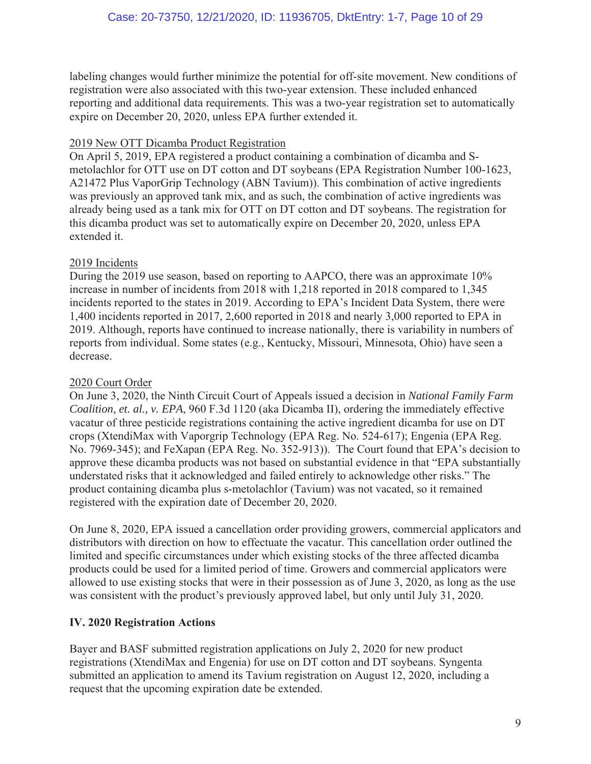labeling changes would further minimize the potential for off-site movement. New conditions of registration were also associated with this two-year extension. These included enhanced reporting and additional data requirements. This was a two-year registration set to automatically expire on December 20, 2020, unless EPA further extended it.

<u>2019 New OTT Dicamba Product Registration</u>

On April 5, 2019, EPA registered a product containing a combination of dicamba and S-metolachlor for OTT use on DT cotton and DT soybeans (EPA Registration Number 100-1623, A21472 Plus VaporGrip Technology (ABN Tavium)). This combination of active ingredients was previously an approved tank mix, and as such, the combination of active ingredients was already being used as a tank mix for OTT on DT cotton and DT soybeans. The registration for this dicamba product was set to automatically expire on December 20, 2020, unless EPA extended it.

<u>2019 Incidents</u>

During the 2019 use season, based on reporting to AAPCO, there was an approximate 10% increase in number of incidents from 2018 with 1,218 reported in 2018 compared to 1,345 incidents reported to the states in 2019. According to EPA's Incident Data System, there were 1,400 incidents reported in 2017, 2,600 reported in 2018 and nearly 3,000 reported to EPA in 2019. Although, reports have continued to increase nationally, there is variability in numbers of reports from individual. Some states (e.g., Kentucky, Missouri, Minnesota, Ohio) have seen a decrease.

<u>2020 Court Order</u>

On June 3, 2020, the Ninth Circuit Court of Appeals issued a decision in *National Family Farm Coalition, et. al., v. EPA*, 960 F.3d 1120 (aka Dicamba II), ordering the immediately effective vacatur of three pesticide registrations containing the active ingredient dicamba for use on DT crops (XtendiMax with Vaporgrip Technology (EPA Reg. No. 524-617); Engenia (EPA Reg. No. 7969-345); and FeXapan (EPA Reg. No. 352-913)). The Court found that EPA's decision to approve these dicamba products was not based on substantial evidence in that "EPA substantially understated risks that it acknowledged and failed entirely to acknowledge other risks." The product containing dicamba plus s-metolachlor (Tavium) was not vacated, so it remained registered with the expiration date of December 20, 2020.

On June 8, 2020, EPA issued a cancellation order providing growers, commercial applicators and distributors with direction on how to effectuate the vacatur. This cancellation order outlined the limited and specific circumstances under which existing stocks of the three affected dicamba products could be used for a limited period of time. Growers and commercial applicators were allowed to use existing stocks that were in their possession as of June 3, 2020, as long as the use was consistent with the product's previously approved label, but only until July 31, 2020.

## IV. 2020 Registration Actions

Bayer and BASF submitted registration applications on July 2, 2020 for new product registrations (XtendiMax and Engenia) for use on DT cotton and DT soybeans. Syngenta submitted an application to amend its Tavium registration on August 12, 2020, including a request that the upcoming expiration date be extended.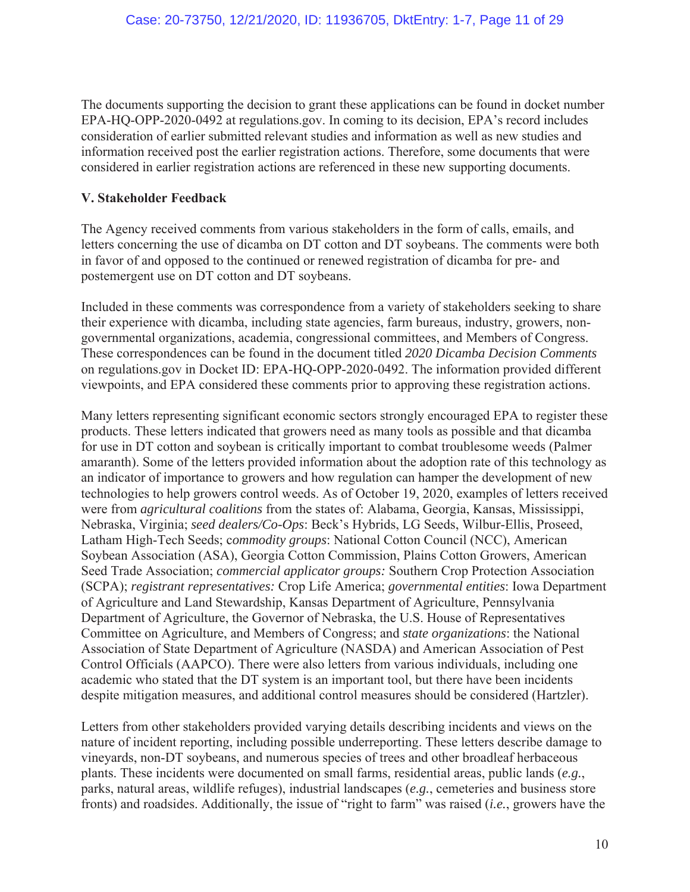The documents supporting the decision to grant these applications can be found in docket number EPA-HQ-OPP-2020-0492 at regulations.gov. In coming to its decision, EPA's record includes consideration of earlier submitted relevant studies and information as well as new studies and information received post the earlier registration actions. Therefore, some documents that were considered in earlier registration actions are referenced in these new supporting documents.

**V. Stakeholder Feedback**

The Agency received comments from various stakeholders in the form of calls, emails, and letters concerning the use of dicamba on DT cotton and DT soybeans. The comments were both in favor of and opposed to the continued or renewed registration of dicamba for pre- and postemergent use on DT cotton and DT soybeans.

Included in these comments was correspondence from a variety of stakeholders seeking to share their experience with dicamba, including state agencies, farm bureaus, industry, growers, non-governmental organizations, academia, congressional committees, and Members of Congress. These correspondences can be found in the document titled *2020 Dicamba Decision Comments* on regulations.gov in Docket ID: EPA-HQ-OPP-2020-0492. The information provided different viewpoints, and EPA considered these comments prior to approving these registration actions.

Many letters representing significant economic sectors strongly encouraged EPA to register these products. These letters indicated that growers need as many tools as possible and that dicamba for use in DT cotton and soybean is critically important to combat troublesome weeds (Palmer amaranth). Some of the letters provided information about the adoption rate of this technology as an indicator of importance to growers and how regulation can hamper the development of new technologies to help growers control weeds. As of October 19, 2020, examples of letters received were from *agricultural coalitions* from the states of: Alabama, Georgia, Kansas, Mississippi, Nebraska, Virginia; *seed dealers/Co-Ops*: Beck's Hybrids, LG Seeds, Wilbur-Ellis, Proseed, Latham High-Tech Seeds; c*ommodity groups*: National Cotton Council (NCC), American Soybean Association (ASA), Georgia Cotton Commission, Plains Cotton Growers, American Seed Trade Association; *commercial applicator groups:* Southern Crop Protection Association (SCPA); *registrant representatives:* Crop Life America; *governmental entities*: Iowa Department of Agriculture and Land Stewardship, Kansas Department of Agriculture, Pennsylvania Department of Agriculture, the Governor of Nebraska, the U.S. House of Representatives Committee on Agriculture, and Members of Congress; and *state organizations*: the National Association of State Department of Agriculture (NASDA) and American Association of Pest Control Officials (AAPCO). There were also letters from various individuals, including one academic who stated that the DT system is an important tool, but there have been incidents despite mitigation measures, and additional control measures should be considered (Hartzler).

Letters from other stakeholders provided varying details describing incidents and views on the nature of incident reporting, including possible underreporting. These letters describe damage to vineyards, non-DT soybeans, and numerous species of trees and other broadleaf herbaceous plants. These incidents were documented on small farms, residential areas, public lands (*e.g.*, parks, natural areas, wildlife refuges), industrial landscapes (*e.g.*, cemeteries and business store fronts) and roadsides. Additionally, the issue of "right to farm" was raised (*i.e.*, growers have the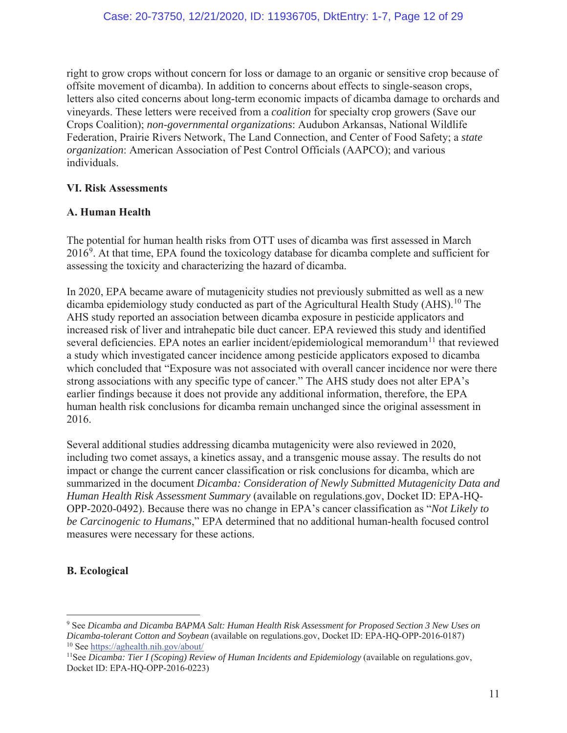right to grow crops without concern for loss or damage to an organic or sensitive crop because of offsite movement of dicamba). In addition to concerns about effects to single-season crops, letters also cited concerns about long-term economic impacts of dicamba damage to orchards and vineyards. These letters were received from a *coalition* for specialty crop growers (Save our Crops Coalition); *non-governmental organizations*: Audubon Arkansas, National Wildlife Federation, Prairie Rivers Network, The Land Connection, and Center of Food Safety; a *state organization*: American Association of Pest Control Officials (AAPCO); and various individuals.

## VI. Risk Assessments

### A. Human Health

The potential for human health risks from OTT uses of dicamba was first assessed in March 2016[9]. At that time, EPA found the toxicology database for dicamba complete and sufficient for assessing the toxicity and characterizing the hazard of dicamba.

In 2020, EPA became aware of mutagenicity studies not previously submitted as well as a new dicamba epidemiology study conducted as part of the Agricultural Health Study (AHS).[10] The AHS study reported an association between dicamba exposure in pesticide applicators and increased risk of liver and intrahepatic bile duct cancer. EPA reviewed this study and identified several deficiencies. EPA notes an earlier incident/epidemiological memorandum[11] that reviewed a study which investigated cancer incidence among pesticide applicators exposed to dicamba which concluded that "Exposure was not associated with overall cancer incidence nor were there strong associations with any specific type of cancer." The AHS study does not alter EPA's earlier findings because it does not provide any additional information, therefore, the EPA human health risk conclusions for dicamba remain unchanged since the original assessment in 2016.

Several additional studies addressing dicamba mutagenicity were also reviewed in 2020, including two comet assays, a kinetics assay, and a transgenic mouse assay. The results do not impact or change the current cancer classification or risk conclusions for dicamba, which are summarized in the document *Dicamba: Consideration of Newly Submitted Mutagenicity Data and Human Health Risk Assessment Summary* (available on regulations.gov, Docket ID: EPA-HQ-OPP-2020-0492). Because there was no change in EPA's cancer classification as "*Not Likely to be Carcinogenic to Humans*," EPA determined that no additional human-health focused control measures were necessary for these actions.

### B. Ecological

---

[9] See *Dicamba and Dicamba BAPMA Salt: Human Health Risk Assessment for Proposed Section 3 New Uses on Dicamba-tolerant Cotton and Soybean* (available on regulations.gov, Docket ID: EPA-HQ-OPP-2016-0187)

[10] See https://aghealth.nih.gov/about/

[11] See *Dicamba: Tier I (Scoping) Review of Human Incidents and Epidemiology* (available on regulations.gov, Docket ID: EPA-HQ-OPP-2016-0223)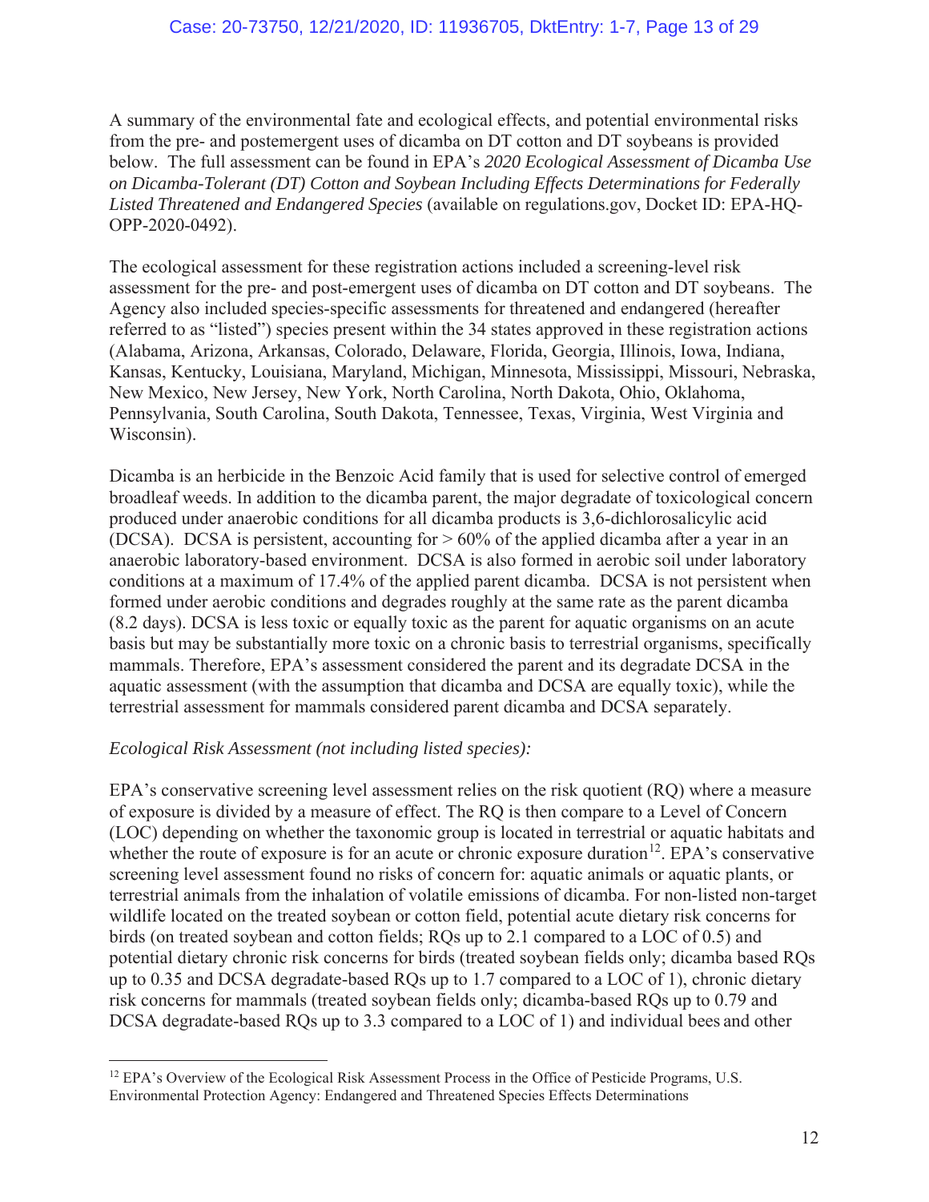A summary of the environmental fate and ecological effects, and potential environmental risks from the pre- and postemergent uses of dicamba on DT cotton and DT soybeans is provided below. The full assessment can be found in EPA's *2020 Ecological Assessment of Dicamba Use on Dicamba-Tolerant (DT) Cotton and Soybean Including Effects Determinations for Federally Listed Threatened and Endangered Species* (available on regulations.gov, Docket ID: EPA-HQ-OPP-2020-0492).

The ecological assessment for these registration actions included a screening-level risk assessment for the pre- and post-emergent uses of dicamba on DT cotton and DT soybeans. The Agency also included species-specific assessments for threatened and endangered (hereafter referred to as "listed") species present within the 34 states approved in these registration actions (Alabama, Arizona, Arkansas, Colorado, Delaware, Florida, Georgia, Illinois, Iowa, Indiana, Kansas, Kentucky, Louisiana, Maryland, Michigan, Minnesota, Mississippi, Missouri, Nebraska, New Mexico, New Jersey, New York, North Carolina, North Dakota, Ohio, Oklahoma, Pennsylvania, South Carolina, South Dakota, Tennessee, Texas, Virginia, West Virginia and Wisconsin).

Dicamba is an herbicide in the Benzoic Acid family that is used for selective control of emerged broadleaf weeds. In addition to the dicamba parent, the major degradate of toxicological concern produced under anaerobic conditions for all dicamba products is 3,6-dichlorosalicylic acid (DCSA). DCSA is persistent, accounting for > 60% of the applied dicamba after a year in an anaerobic laboratory-based environment. DCSA is also formed in aerobic soil under laboratory conditions at a maximum of 17.4% of the applied parent dicamba. DCSA is not persistent when formed under aerobic conditions and degrades roughly at the same rate as the parent dicamba (8.2 days). DCSA is less toxic or equally toxic as the parent for aquatic organisms on an acute basis but may be substantially more toxic on a chronic basis to terrestrial organisms, specifically mammals. Therefore, EPA's assessment considered the parent and its degradate DCSA in the aquatic assessment (with the assumption that dicamba and DCSA are equally toxic), while the terrestrial assessment for mammals considered parent dicamba and DCSA separately.

*Ecological Risk Assessment (not including listed species):*

EPA's conservative screening level assessment relies on the risk quotient (RQ) where a measure of exposure is divided by a measure of effect. The RQ is then compare to a Level of Concern (LOC) depending on whether the taxonomic group is located in terrestrial or aquatic habitats and whether the route of exposure is for an acute or chronic exposure duration[12]. EPA's conservative screening level assessment found no risks of concern for: aquatic animals or aquatic plants, or terrestrial animals from the inhalation of volatile emissions of dicamba. For non-listed non-target wildlife located on the treated soybean or cotton field, potential acute dietary risk concerns for birds (on treated soybean and cotton fields; RQs up to 2.1 compared to a LOC of 0.5) and potential dietary chronic risk concerns for birds (treated soybean fields only; dicamba based RQs up to 0.35 and DCSA degradate-based RQs up to 1.7 compared to a LOC of 1), chronic dietary risk concerns for mammals (treated soybean fields only; dicamba-based RQs up to 0.79 and DCSA degradate-based RQs up to 3.3 compared to a LOC of 1) and individual bees and other

[12] EPA's Overview of the Ecological Risk Assessment Process in the Office of Pesticide Programs, U.S. Environmental Protection Agency: Endangered and Threatened Species Effects Determinations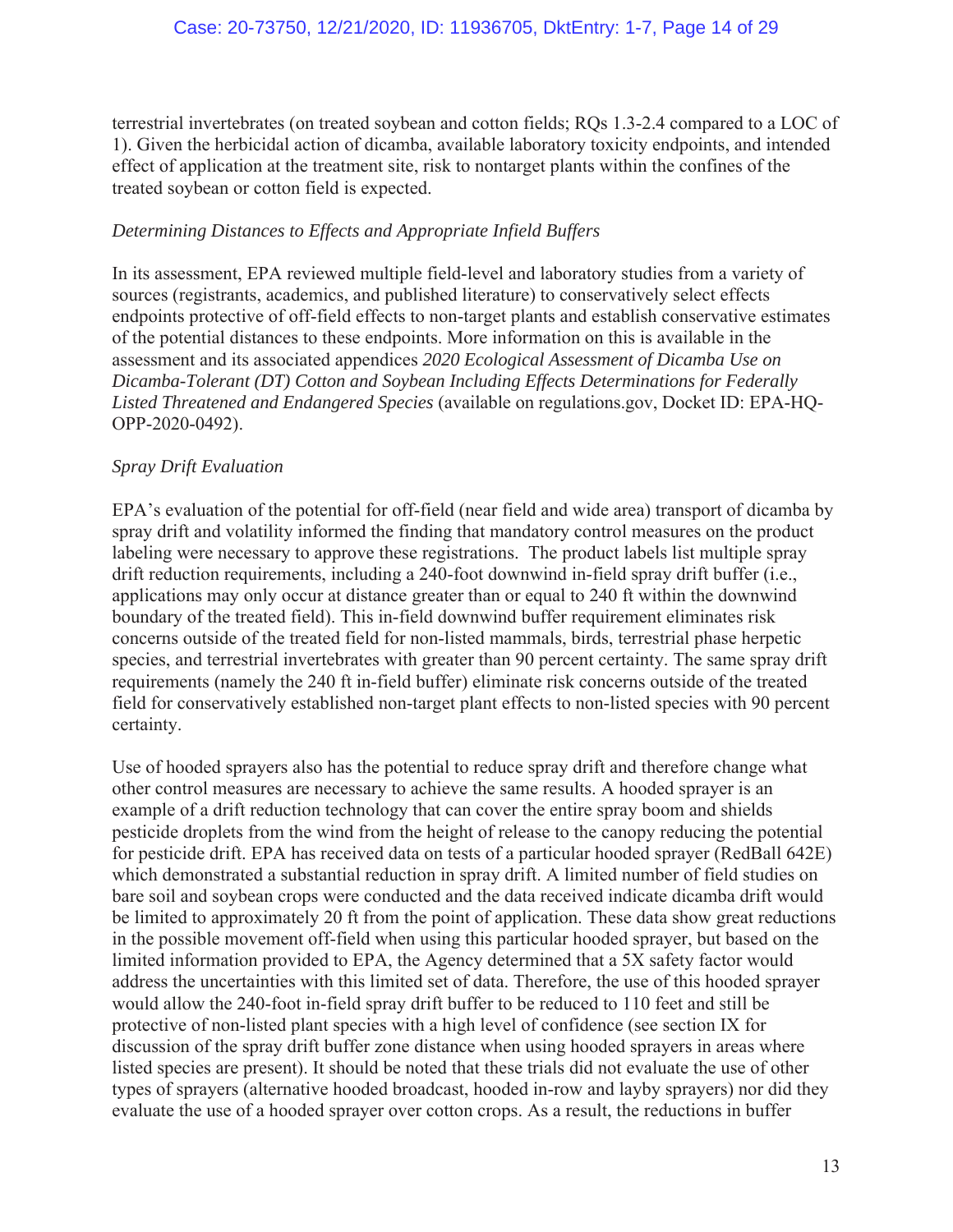terrestrial invertebrates (on treated soybean and cotton fields; RQs 1.3-2.4 compared to a LOC of 1). Given the herbicidal action of dicamba, available laboratory toxicity endpoints, and intended effect of application at the treatment site, risk to nontarget plants within the confines of the treated soybean or cotton field is expected.

*Determining Distances to Effects and Appropriate Infield Buffers*

In its assessment, EPA reviewed multiple field-level and laboratory studies from a variety of sources (registrants, academics, and published literature) to conservatively select effects endpoints protective of off-field effects to non-target plants and establish conservative estimates of the potential distances to these endpoints. More information on this is available in the assessment and its associated appendices *2020 Ecological Assessment of Dicamba Use on Dicamba-Tolerant (DT) Cotton and Soybean Including Effects Determinations for Federally Listed Threatened and Endangered Species* (available on regulations.gov, Docket ID: EPA-HQ-OPP-2020-0492).

*Spray Drift Evaluation*

EPA's evaluation of the potential for off-field (near field and wide area) transport of dicamba by spray drift and volatility informed the finding that mandatory control measures on the product labeling were necessary to approve these registrations. The product labels list multiple spray drift reduction requirements, including a 240-foot downwind in-field spray drift buffer (i.e., applications may only occur at distance greater than or equal to 240 ft within the downwind boundary of the treated field). This in-field downwind buffer requirement eliminates risk concerns outside of the treated field for non-listed mammals, birds, terrestrial phase herpetic species, and terrestrial invertebrates with greater than 90 percent certainty. The same spray drift requirements (namely the 240 ft in-field buffer) eliminate risk concerns outside of the treated field for conservatively established non-target plant effects to non-listed species with 90 percent certainty.

Use of hooded sprayers also has the potential to reduce spray drift and therefore change what other control measures are necessary to achieve the same results. A hooded sprayer is an example of a drift reduction technology that can cover the entire spray boom and shields pesticide droplets from the wind from the height of release to the canopy reducing the potential for pesticide drift. EPA has received data on tests of a particular hooded sprayer (RedBall 642E) which demonstrated a substantial reduction in spray drift. A limited number of field studies on bare soil and soybean crops were conducted and the data received indicate dicamba drift would be limited to approximately 20 ft from the point of application. These data show great reductions in the possible movement off-field when using this particular hooded sprayer, but based on the limited information provided to EPA, the Agency determined that a 5X safety factor would address the uncertainties with this limited set of data. Therefore, the use of this hooded sprayer would allow the 240-foot in-field spray drift buffer to be reduced to 110 feet and still be protective of non-listed plant species with a high level of confidence (see section IX for discussion of the spray drift buffer zone distance when using hooded sprayers in areas where listed species are present). It should be noted that these trials did not evaluate the use of other types of sprayers (alternative hooded broadcast, hooded in-row and layby sprayers) nor did they evaluate the use of a hooded sprayer over cotton crops. As a result, the reductions in buffer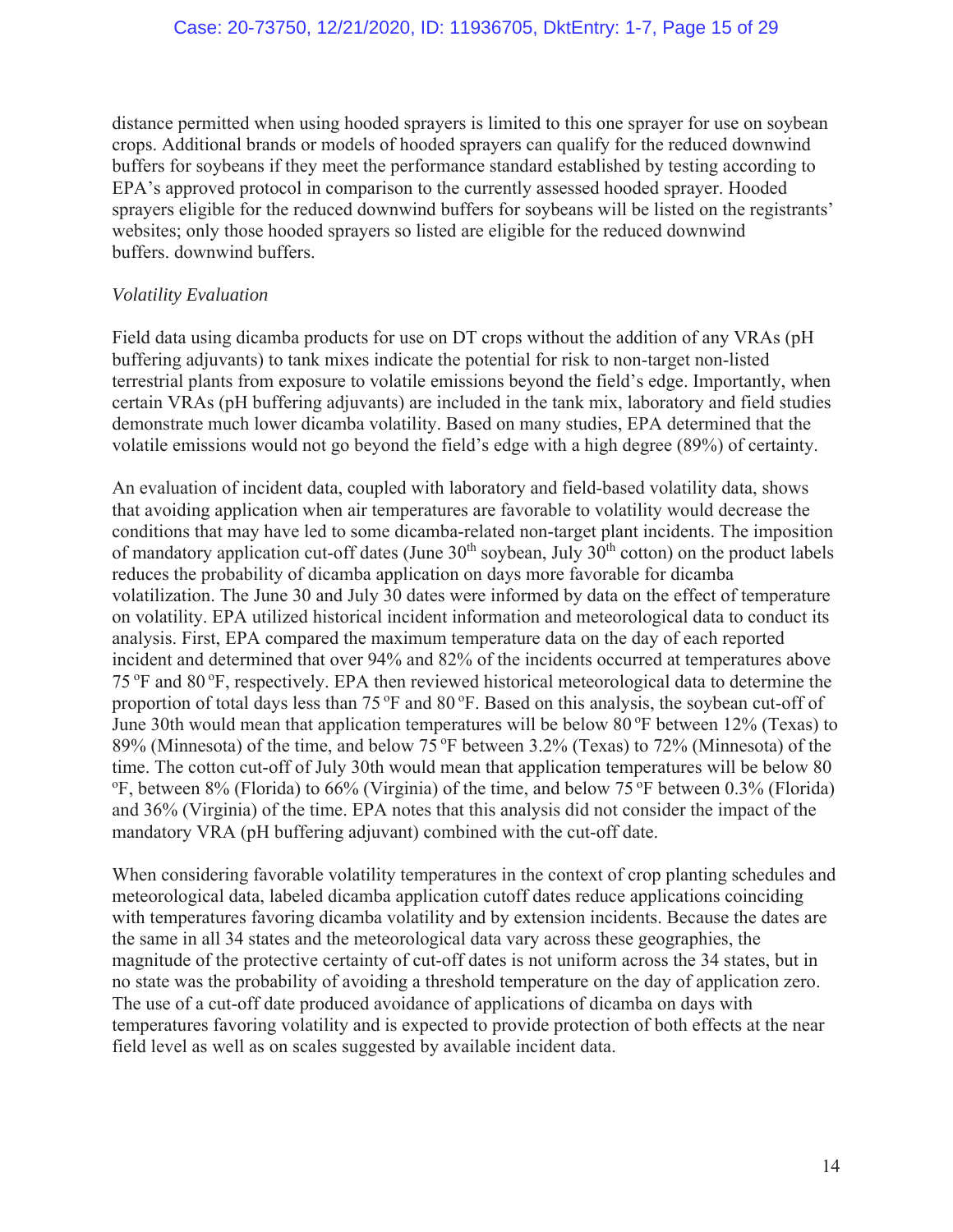distance permitted when using hooded sprayers is limited to this one sprayer for use on soybean crops. Additional brands or models of hooded sprayers can qualify for the reduced downwind buffers for soybeans if they meet the performance standard established by testing according to EPA's approved protocol in comparison to the currently assessed hooded sprayer. Hooded sprayers eligible for the reduced downwind buffers for soybeans will be listed on the registrants' websites; only those hooded sprayers so listed are eligible for the reduced downwind buffers. downwind buffers.

*Volatility Evaluation*

Field data using dicamba products for use on DT crops without the addition of any VRAs (pH buffering adjuvants) to tank mixes indicate the potential for risk to non-target non-listed terrestrial plants from exposure to volatile emissions beyond the field's edge. Importantly, when certain VRAs (pH buffering adjuvants) are included in the tank mix, laboratory and field studies demonstrate much lower dicamba volatility. Based on many studies, EPA determined that the volatile emissions would not go beyond the field's edge with a high degree (89%) of certainty.

An evaluation of incident data, coupled with laboratory and field-based volatility data, shows that avoiding application when air temperatures are favorable to volatility would decrease the conditions that may have led to some dicamba-related non-target plant incidents. The imposition of mandatory application cut-off dates (June 30th soybean, July 30th cotton) on the product labels reduces the probability of dicamba application on days more favorable for dicamba volatilization. The June 30 and July 30 dates were informed by data on the effect of temperature on volatility. EPA utilized historical incident information and meteorological data to conduct its analysis. First, EPA compared the maximum temperature data on the day of each reported incident and determined that over 94% and 82% of the incidents occurred at temperatures above 75 ºF and 80 ºF, respectively. EPA then reviewed historical meteorological data to determine the proportion of total days less than 75 ºF and 80 ºF. Based on this analysis, the soybean cut-off of June 30th would mean that application temperatures will be below 80 ºF between 12% (Texas) to 89% (Minnesota) of the time, and below 75 ºF between 3.2% (Texas) to 72% (Minnesota) of the time. The cotton cut-off of July 30th would mean that application temperatures will be below 80 ºF, between 8% (Florida) to 66% (Virginia) of the time, and below 75 ºF between 0.3% (Florida) and 36% (Virginia) of the time. EPA notes that this analysis did not consider the impact of the mandatory VRA (pH buffering adjuvant) combined with the cut-off date.

When considering favorable volatility temperatures in the context of crop planting schedules and meteorological data, labeled dicamba application cutoff dates reduce applications coinciding with temperatures favoring dicamba volatility and by extension incidents. Because the dates are the same in all 34 states and the meteorological data vary across these geographies, the magnitude of the protective certainty of cut-off dates is not uniform across the 34 states, but in no state was the probability of avoiding a threshold temperature on the day of application zero. The use of a cut-off date produced avoidance of applications of dicamba on days with temperatures favoring volatility and is expected to provide protection of both effects at the near field level as well as on scales suggested by available incident data.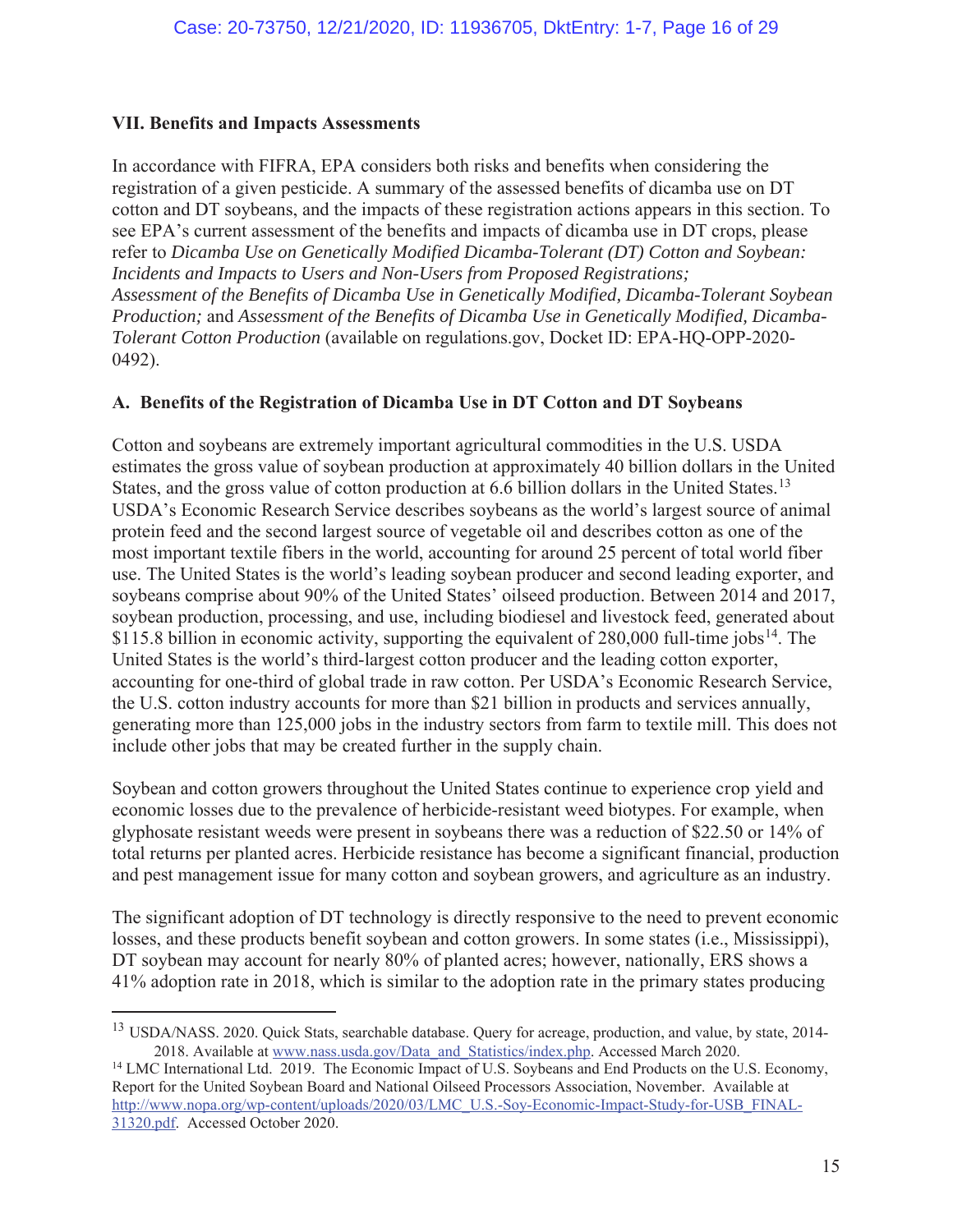### VII. Benefits and Impacts Assessments

In accordance with FIFRA, EPA considers both risks and benefits when considering the registration of a given pesticide. A summary of the assessed benefits of dicamba use on DT cotton and DT soybeans, and the impacts of these registration actions appears in this section. To see EPA's current assessment of the benefits and impacts of dicamba use in DT crops, please refer to *Dicamba Use on Genetically Modified Dicamba-Tolerant (DT) Cotton and Soybean: Incidents and Impacts to Users and Non-Users from Proposed Registrations; Assessment of the Benefits of Dicamba Use in Genetically Modified, Dicamba-Tolerant Soybean Production;* and *Assessment of the Benefits of Dicamba Use in Genetically Modified, Dicamba-Tolerant Cotton Production* (available on regulations.gov, Docket ID: EPA-HQ-OPP-2020-0492).

#### A. Benefits of the Registration of Dicamba Use in DT Cotton and DT Soybeans

Cotton and soybeans are extremely important agricultural commodities in the U.S. USDA estimates the gross value of soybean production at approximately 40 billion dollars in the United States, and the gross value of cotton production at 6.6 billion dollars in the United States.[13] USDA's Economic Research Service describes soybeans as the world's largest source of animal protein feed and the second largest source of vegetable oil and describes cotton as one of the most important textile fibers in the world, accounting for around 25 percent of total world fiber use. The United States is the world's leading soybean producer and second leading exporter, and soybeans comprise about 90% of the United States' oilseed production. Between 2014 and 2017, soybean production, processing, and use, including biodiesel and livestock feed, generated about $115.8 billion in economic activity, supporting the equivalent of 280,000 full-time jobs[14]. The United States is the world's third-largest cotton producer and the leading cotton exporter, accounting for one-third of global trade in raw cotton. Per USDA's Economic Research Service, the U.S. cotton industry accounts for more than $21 billion in products and services annually, generating more than 125,000 jobs in the industry sectors from farm to textile mill. This does not include other jobs that may be created further in the supply chain.

Soybean and cotton growers throughout the United States continue to experience crop yield and economic losses due to the prevalence of herbicide-resistant weed biotypes. For example, when glyphosate resistant weeds were present in soybeans there was a reduction of $22.50 or 14% of total returns per planted acres. Herbicide resistance has become a significant financial, production and pest management issue for many cotton and soybean growers, and agriculture as an industry.

The significant adoption of DT technology is directly responsive to the need to prevent economic losses, and these products benefit soybean and cotton growers. In some states (i.e., Mississippi), DT soybean may account for nearly 80% of planted acres; however, nationally, ERS shows a 41% adoption rate in 2018, which is similar to the adoption rate in the primary states producing

---

[13] USDA/NASS. 2020. Quick Stats, searchable database. Query for acreage, production, and value, by state, 2014-2018. Available at www.nass.usda.gov/Data_and_Statistics/index.php. Accessed March 2020.

[14] LMC International Ltd. 2019. The Economic Impact of U.S. Soybeans and End Products on the U.S. Economy, Report for the United Soybean Board and National Oilseed Processors Association, November. Available at http://www.nopa.org/wp-content/uploads/2020/03/LMC_U.S.-Soy-Economic-Impact-Study-for-USB_FINAL-31320.pdf. Accessed October 2020.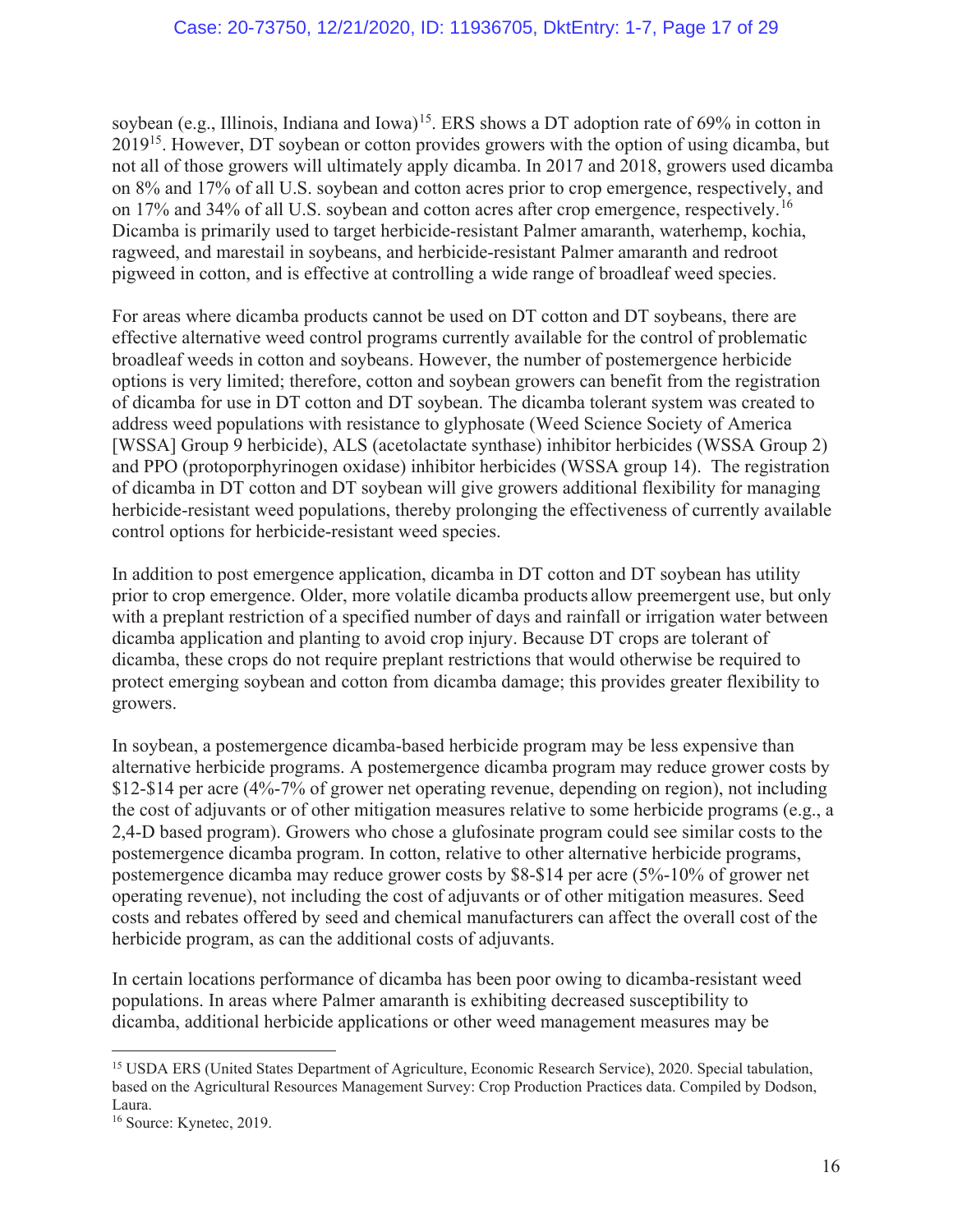soybean (e.g., Illinois, Indiana and Iowa)[15]. ERS shows a DT adoption rate of 69% in cotton in 2019[15]. However, DT soybean or cotton provides growers with the option of using dicamba, but not all of those growers will ultimately apply dicamba. In 2017 and 2018, growers used dicamba on 8% and 17% of all U.S. soybean and cotton acres prior to crop emergence, respectively, and on 17% and 34% of all U.S. soybean and cotton acres after crop emergence, respectively.[16] Dicamba is primarily used to target herbicide-resistant Palmer amaranth, waterhemp, kochia, ragweed, and marestail in soybeans, and herbicide-resistant Palmer amaranth and redroot pigweed in cotton, and is effective at controlling a wide range of broadleaf weed species.

For areas where dicamba products cannot be used on DT cotton and DT soybeans, there are effective alternative weed control programs currently available for the control of problematic broadleaf weeds in cotton and soybeans. However, the number of postemergence herbicide options is very limited; therefore, cotton and soybean growers can benefit from the registration of dicamba for use in DT cotton and DT soybean. The dicamba tolerant system was created to address weed populations with resistance to glyphosate (Weed Science Society of America [WSSA] Group 9 herbicide), ALS (acetolactate synthase) inhibitor herbicides (WSSA Group 2) and PPO (protoporphyrinogen oxidase) inhibitor herbicides (WSSA group 14). The registration of dicamba in DT cotton and DT soybean will give growers additional flexibility for managing herbicide-resistant weed populations, thereby prolonging the effectiveness of currently available control options for herbicide-resistant weed species.

In addition to post emergence application, dicamba in DT cotton and DT soybean has utility prior to crop emergence. Older, more volatile dicamba products allow preemergent use, but only with a preplant restriction of a specified number of days and rainfall or irrigation water between dicamba application and planting to avoid crop injury. Because DT crops are tolerant of dicamba, these crops do not require preplant restrictions that would otherwise be required to protect emerging soybean and cotton from dicamba damage; this provides greater flexibility to growers.

In soybean, a postemergence dicamba-based herbicide program may be less expensive than alternative herbicide programs. A postemergence dicamba program may reduce grower costs by $12-$14 per acre (4%-7% of grower net operating revenue, depending on region), not including the cost of adjuvants or of other mitigation measures relative to some herbicide programs (e.g., a 2,4-D based program). Growers who chose a glufosinate program could see similar costs to the postemergence dicamba program. In cotton, relative to other alternative herbicide programs, postemergence dicamba may reduce grower costs by $8-$14 per acre (5%-10% of grower net operating revenue), not including the cost of adjuvants or of other mitigation measures. Seed costs and rebates offered by seed and chemical manufacturers can affect the overall cost of the herbicide program, as can the additional costs of adjuvants.

In certain locations performance of dicamba has been poor owing to dicamba-resistant weed populations. In areas where Palmer amaranth is exhibiting decreased susceptibility to dicamba, additional herbicide applications or other weed management measures may be

---

[15] USDA ERS (United States Department of Agriculture, Economic Research Service), 2020. Special tabulation, based on the Agricultural Resources Management Survey: Crop Production Practices data. Compiled by Dodson, Laura.

[16] Source: Kynetec, 2019.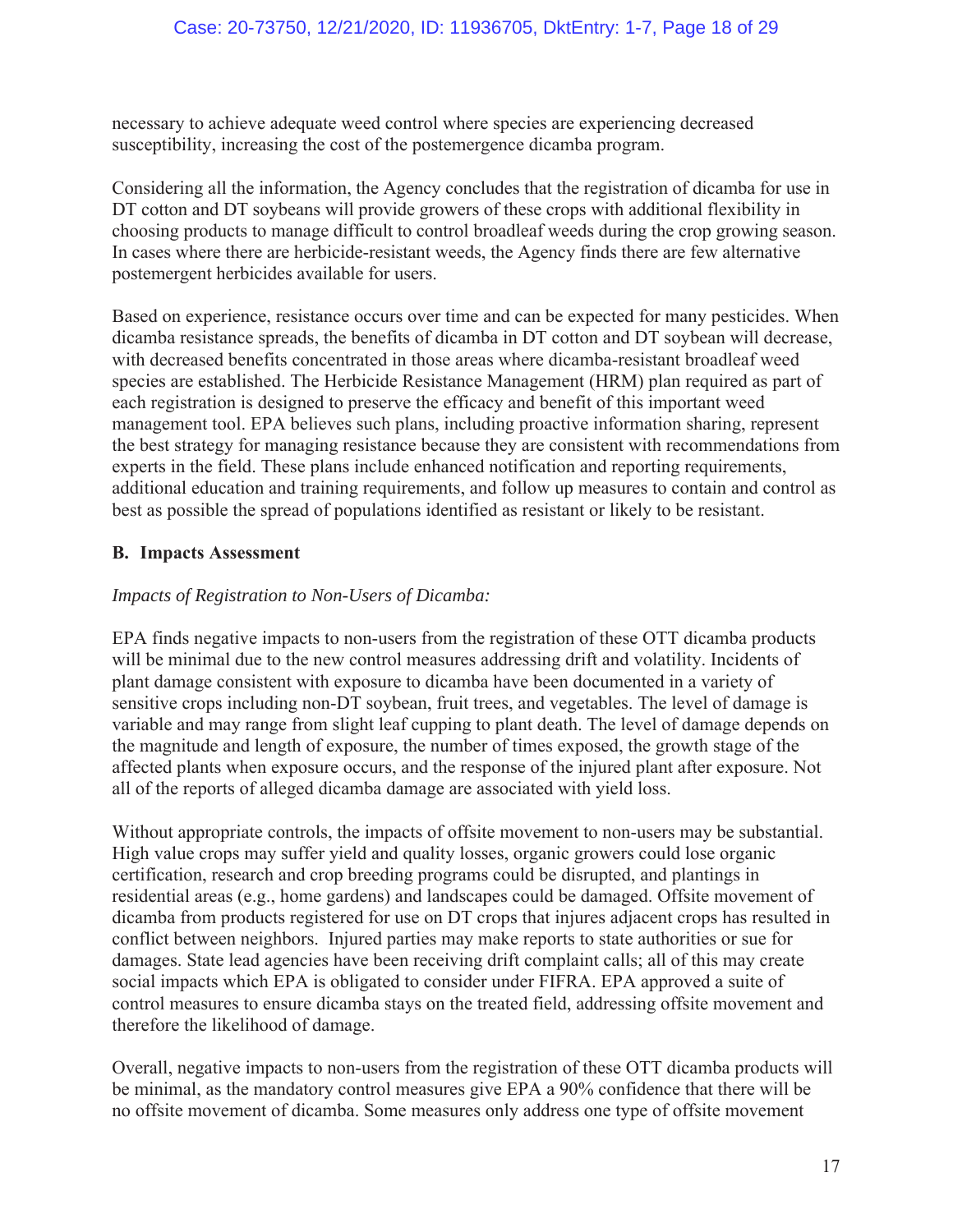necessary to achieve adequate weed control where species are experiencing decreased susceptibility, increasing the cost of the postemergence dicamba program.

Considering all the information, the Agency concludes that the registration of dicamba for use in DT cotton and DT soybeans will provide growers of these crops with additional flexibility in choosing products to manage difficult to control broadleaf weeds during the crop growing season. In cases where there are herbicide-resistant weeds, the Agency finds there are few alternative postemergent herbicides available for users.

Based on experience, resistance occurs over time and can be expected for many pesticides. When dicamba resistance spreads, the benefits of dicamba in DT cotton and DT soybean will decrease, with decreased benefits concentrated in those areas where dicamba-resistant broadleaf weed species are established. The Herbicide Resistance Management (HRM) plan required as part of each registration is designed to preserve the efficacy and benefit of this important weed management tool. EPA believes such plans, including proactive information sharing, represent the best strategy for managing resistance because they are consistent with recommendations from experts in the field. These plans include enhanced notification and reporting requirements, additional education and training requirements, and follow up measures to contain and control as best as possible the spread of populations identified as resistant or likely to be resistant.

**B. Impacts Assessment**

*Impacts of Registration to Non-Users of Dicamba:*

EPA finds negative impacts to non-users from the registration of these OTT dicamba products will be minimal due to the new control measures addressing drift and volatility. Incidents of plant damage consistent with exposure to dicamba have been documented in a variety of sensitive crops including non-DT soybean, fruit trees, and vegetables. The level of damage is variable and may range from slight leaf cupping to plant death. The level of damage depends on the magnitude and length of exposure, the number of times exposed, the growth stage of the affected plants when exposure occurs, and the response of the injured plant after exposure. Not all of the reports of alleged dicamba damage are associated with yield loss.

Without appropriate controls, the impacts of offsite movement to non-users may be substantial. High value crops may suffer yield and quality losses, organic growers could lose organic certification, research and crop breeding programs could be disrupted, and plantings in residential areas (e.g., home gardens) and landscapes could be damaged. Offsite movement of dicamba from products registered for use on DT crops that injures adjacent crops has resulted in conflict between neighbors. Injured parties may make reports to state authorities or sue for damages. State lead agencies have been receiving drift complaint calls; all of this may create social impacts which EPA is obligated to consider under FIFRA. EPA approved a suite of control measures to ensure dicamba stays on the treated field, addressing offsite movement and therefore the likelihood of damage.

Overall, negative impacts to non-users from the registration of these OTT dicamba products will be minimal, as the mandatory control measures give EPA a 90% confidence that there will be no offsite movement of dicamba. Some measures only address one type of offsite movement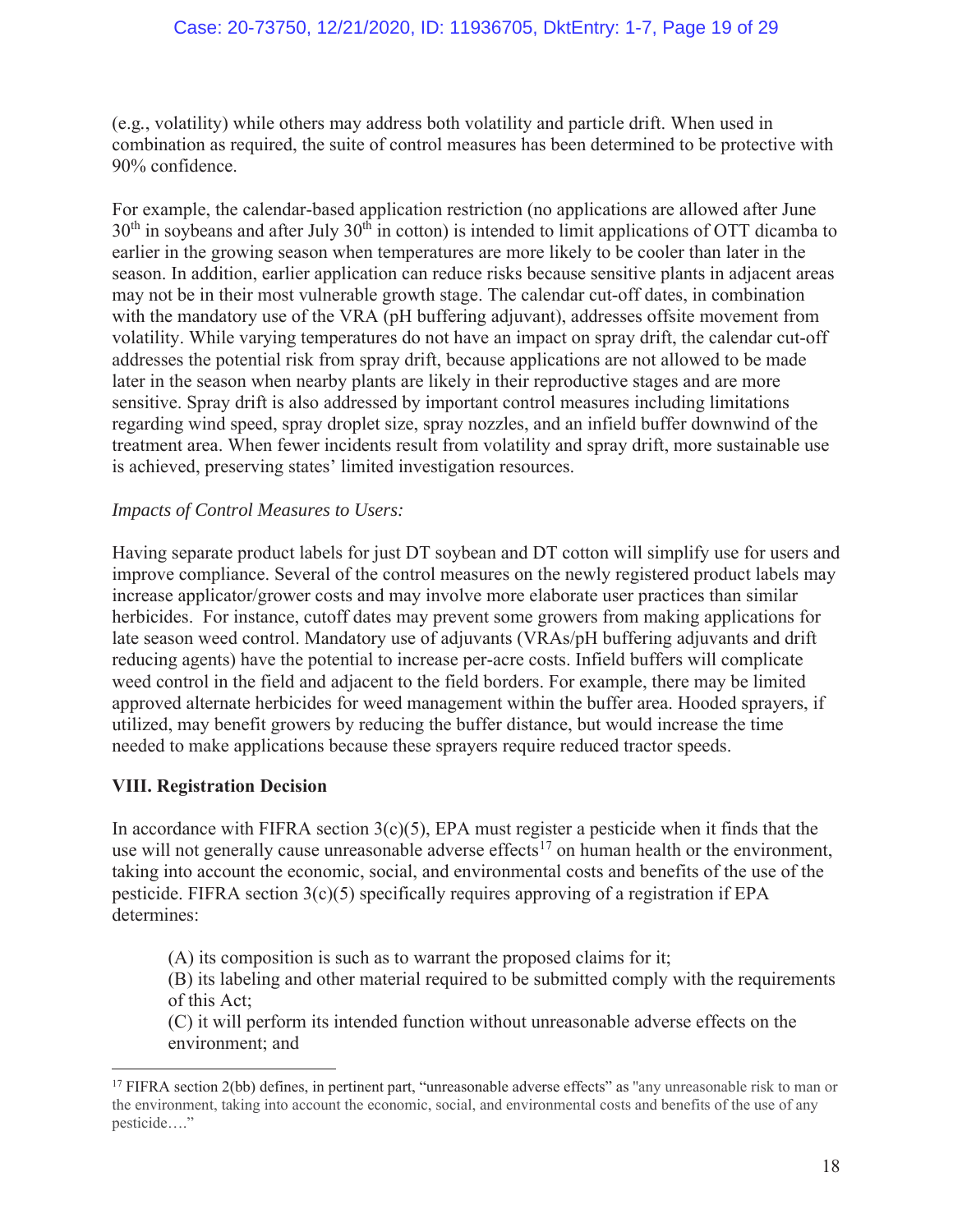(e.g., volatility) while others may address both volatility and particle drift. When used in combination as required, the suite of control measures has been determined to be protective with 90% confidence.

For example, the calendar-based application restriction (no applications are allowed after June 30th in soybeans and after July 30th in cotton) is intended to limit applications of OTT dicamba to earlier in the growing season when temperatures are more likely to be cooler than later in the season. In addition, earlier application can reduce risks because sensitive plants in adjacent areas may not be in their most vulnerable growth stage. The calendar cut-off dates, in combination with the mandatory use of the VRA (pH buffering adjuvant), addresses offsite movement from volatility. While varying temperatures do not have an impact on spray drift, the calendar cut-off addresses the potential risk from spray drift, because applications are not allowed to be made later in the season when nearby plants are likely in their reproductive stages and are more sensitive. Spray drift is also addressed by important control measures including limitations regarding wind speed, spray droplet size, spray nozzles, and an infield buffer downwind of the treatment area. When fewer incidents result from volatility and spray drift, more sustainable use is achieved, preserving states' limited investigation resources.

*Impacts of Control Measures to Users:*

Having separate product labels for just DT soybean and DT cotton will simplify use for users and improve compliance. Several of the control measures on the newly registered product labels may increase applicator/grower costs and may involve more elaborate user practices than similar herbicides. For instance, cutoff dates may prevent some growers from making applications for late season weed control. Mandatory use of adjuvants (VRAs/pH buffering adjuvants and drift reducing agents) have the potential to increase per-acre costs. Infield buffers will complicate weed control in the field and adjacent to the field borders. For example, there may be limited approved alternate herbicides for weed management within the buffer area. Hooded sprayers, if utilized, may benefit growers by reducing the buffer distance, but would increase the time needed to make applications because these sprayers require reduced tractor speeds.

**VIII. Registration Decision**

In accordance with FIFRA section 3(c)(5), EPA must register a pesticide when it finds that the use will not generally cause unreasonable adverse effects[17] on human health or the environment, taking into account the economic, social, and environmental costs and benefits of the use of the pesticide. FIFRA section 3(c)(5) specifically requires approving of a registration if EPA determines:

> (A) its composition is such as to warrant the proposed claims for it;
> (B) its labeling and other material required to be submitted comply with the requirements of this Act;
> (C) it will perform its intended function without unreasonable adverse effects on the environment; and

[17] FIFRA section 2(bb) defines, in pertinent part, "unreasonable adverse effects" as "any unreasonable risk to man or the environment, taking into account the economic, social, and environmental costs and benefits of the use of any pesticide…."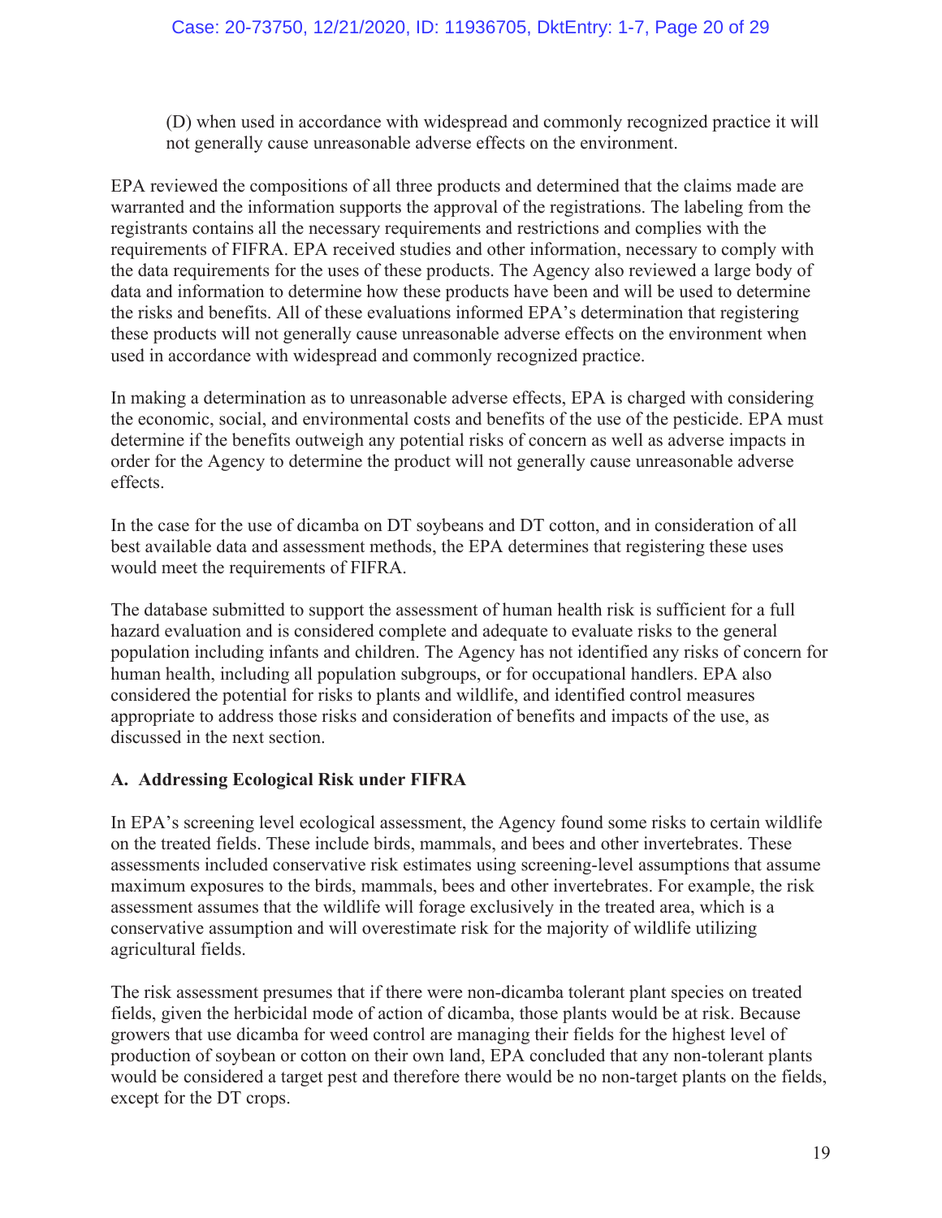(D) when used in accordance with widespread and commonly recognized practice it will not generally cause unreasonable adverse effects on the environment.

EPA reviewed the compositions of all three products and determined that the claims made are warranted and the information supports the approval of the registrations. The labeling from the registrants contains all the necessary requirements and restrictions and complies with the requirements of FIFRA. EPA received studies and other information, necessary to comply with the data requirements for the uses of these products. The Agency also reviewed a large body of data and information to determine how these products have been and will be used to determine the risks and benefits. All of these evaluations informed EPA's determination that registering these products will not generally cause unreasonable adverse effects on the environment when used in accordance with widespread and commonly recognized practice.

In making a determination as to unreasonable adverse effects, EPA is charged with considering the economic, social, and environmental costs and benefits of the use of the pesticide. EPA must determine if the benefits outweigh any potential risks of concern as well as adverse impacts in order for the Agency to determine the product will not generally cause unreasonable adverse effects.

In the case for the use of dicamba on DT soybeans and DT cotton, and in consideration of all best available data and assessment methods, the EPA determines that registering these uses would meet the requirements of FIFRA.

The database submitted to support the assessment of human health risk is sufficient for a full hazard evaluation and is considered complete and adequate to evaluate risks to the general population including infants and children. The Agency has not identified any risks of concern for human health, including all population subgroups, or for occupational handlers. EPA also considered the potential for risks to plants and wildlife, and identified control measures appropriate to address those risks and consideration of benefits and impacts of the use, as discussed in the next section.

### A. Addressing Ecological Risk under FIFRA

In EPA's screening level ecological assessment, the Agency found some risks to certain wildlife on the treated fields. These include birds, mammals, and bees and other invertebrates. These assessments included conservative risk estimates using screening-level assumptions that assume maximum exposures to the birds, mammals, bees and other invertebrates. For example, the risk assessment assumes that the wildlife will forage exclusively in the treated area, which is a conservative assumption and will overestimate risk for the majority of wildlife utilizing agricultural fields.

The risk assessment presumes that if there were non-dicamba tolerant plant species on treated fields, given the herbicidal mode of action of dicamba, those plants would be at risk. Because growers that use dicamba for weed control are managing their fields for the highest level of production of soybean or cotton on their own land, EPA concluded that any non-tolerant plants would be considered a target pest and therefore there would be no non-target plants on the fields, except for the DT crops.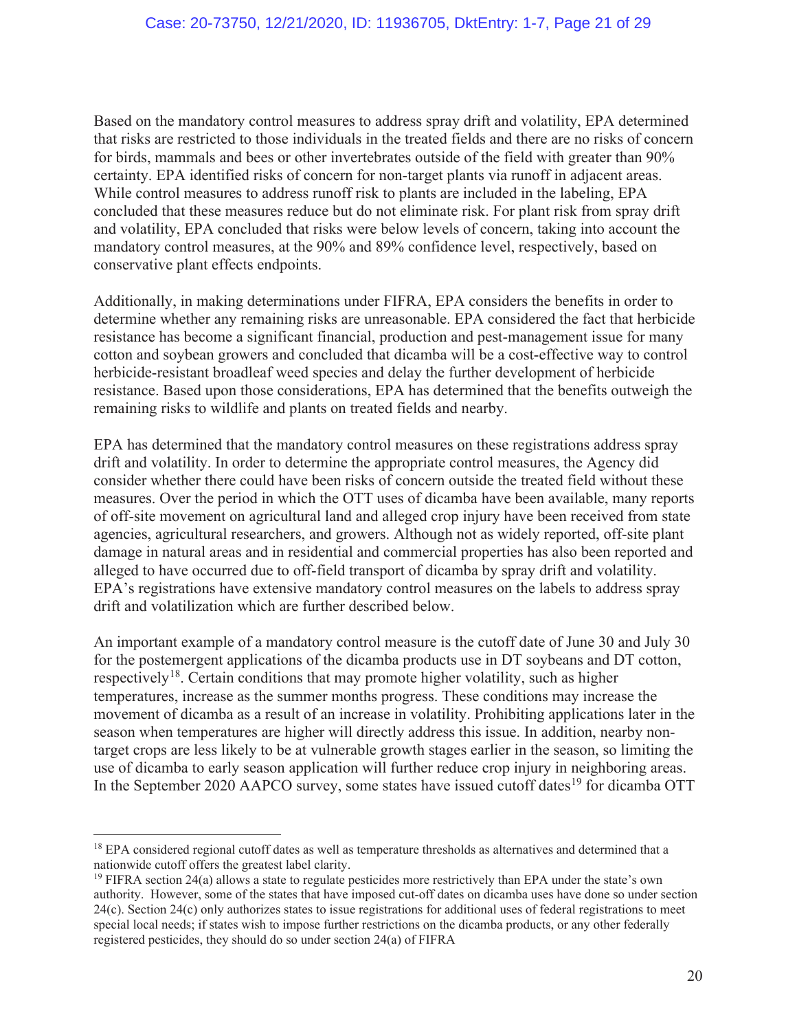Based on the mandatory control measures to address spray drift and volatility, EPA determined that risks are restricted to those individuals in the treated fields and there are no risks of concern for birds, mammals and bees or other invertebrates outside of the field with greater than 90% certainty. EPA identified risks of concern for non-target plants via runoff in adjacent areas. While control measures to address runoff risk to plants are included in the labeling, EPA concluded that these measures reduce but do not eliminate risk. For plant risk from spray drift and volatility, EPA concluded that risks were below levels of concern, taking into account the mandatory control measures, at the 90% and 89% confidence level, respectively, based on conservative plant effects endpoints.

Additionally, in making determinations under FIFRA, EPA considers the benefits in order to determine whether any remaining risks are unreasonable. EPA considered the fact that herbicide resistance has become a significant financial, production and pest-management issue for many cotton and soybean growers and concluded that dicamba will be a cost-effective way to control herbicide-resistant broadleaf weed species and delay the further development of herbicide resistance. Based upon those considerations, EPA has determined that the benefits outweigh the remaining risks to wildlife and plants on treated fields and nearby.

EPA has determined that the mandatory control measures on these registrations address spray drift and volatility. In order to determine the appropriate control measures, the Agency did consider whether there could have been risks of concern outside the treated field without these measures. Over the period in which the OTT uses of dicamba have been available, many reports of off-site movement on agricultural land and alleged crop injury have been received from state agencies, agricultural researchers, and growers. Although not as widely reported, off-site plant damage in natural areas and in residential and commercial properties has also been reported and alleged to have occurred due to off-field transport of dicamba by spray drift and volatility. EPA's registrations have extensive mandatory control measures on the labels to address spray drift and volatilization which are further described below.

An important example of a mandatory control measure is the cutoff date of June 30 and July 30 for the postemergent applications of the dicamba products use in DT soybeans and DT cotton, respectively[18]. Certain conditions that may promote higher volatility, such as higher temperatures, increase as the summer months progress. These conditions may increase the movement of dicamba as a result of an increase in volatility. Prohibiting applications later in the season when temperatures are higher will directly address this issue. In addition, nearby non-target crops are less likely to be at vulnerable growth stages earlier in the season, so limiting the use of dicamba to early season application will further reduce crop injury in neighboring areas. In the September 2020 AAPCO survey, some states have issued cutoff dates[19] for dicamba OTT

---

[18] EPA considered regional cutoff dates as well as temperature thresholds as alternatives and determined that a nationwide cutoff offers the greatest label clarity.

[19] FIFRA section 24(a) allows a state to regulate pesticides more restrictively than EPA under the state's own authority. However, some of the states that have imposed cut-off dates on dicamba uses have done so under section 24(c). Section 24(c) only authorizes states to issue registrations for additional uses of federal registrations to meet special local needs; if states wish to impose further restrictions on the dicamba products, or any other federally registered pesticides, they should do so under section 24(a) of FIFRA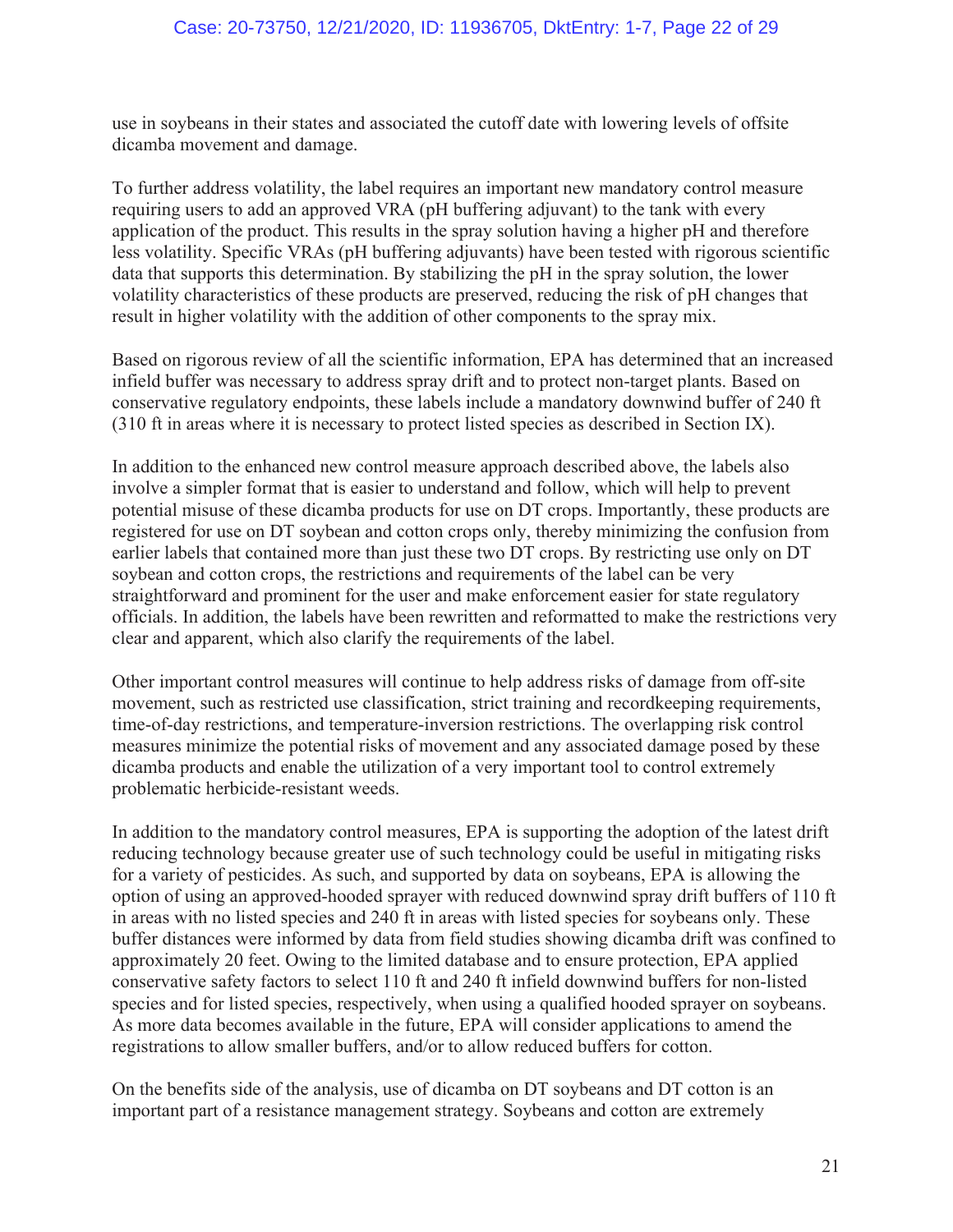use in soybeans in their states and associated the cutoff date with lowering levels of offsite dicamba movement and damage.

To further address volatility, the label requires an important new mandatory control measure requiring users to add an approved VRA (pH buffering adjuvant) to the tank with every application of the product. This results in the spray solution having a higher pH and therefore less volatility. Specific VRAs (pH buffering adjuvants) have been tested with rigorous scientific data that supports this determination. By stabilizing the pH in the spray solution, the lower volatility characteristics of these products are preserved, reducing the risk of pH changes that result in higher volatility with the addition of other components to the spray mix.

Based on rigorous review of all the scientific information, EPA has determined that an increased infield buffer was necessary to address spray drift and to protect non-target plants. Based on conservative regulatory endpoints, these labels include a mandatory downwind buffer of 240 ft (310 ft in areas where it is necessary to protect listed species as described in Section IX).

In addition to the enhanced new control measure approach described above, the labels also involve a simpler format that is easier to understand and follow, which will help to prevent potential misuse of these dicamba products for use on DT crops. Importantly, these products are registered for use on DT soybean and cotton crops only, thereby minimizing the confusion from earlier labels that contained more than just these two DT crops. By restricting use only on DT soybean and cotton crops, the restrictions and requirements of the label can be very straightforward and prominent for the user and make enforcement easier for state regulatory officials. In addition, the labels have been rewritten and reformatted to make the restrictions very clear and apparent, which also clarify the requirements of the label.

Other important control measures will continue to help address risks of damage from off-site movement, such as restricted use classification, strict training and recordkeeping requirements, time-of-day restrictions, and temperature-inversion restrictions. The overlapping risk control measures minimize the potential risks of movement and any associated damage posed by these dicamba products and enable the utilization of a very important tool to control extremely problematic herbicide-resistant weeds.

In addition to the mandatory control measures, EPA is supporting the adoption of the latest drift reducing technology because greater use of such technology could be useful in mitigating risks for a variety of pesticides. As such, and supported by data on soybeans, EPA is allowing the option of using an approved-hooded sprayer with reduced downwind spray drift buffers of 110 ft in areas with no listed species and 240 ft in areas with listed species for soybeans only. These buffer distances were informed by data from field studies showing dicamba drift was confined to approximately 20 feet. Owing to the limited database and to ensure protection, EPA applied conservative safety factors to select 110 ft and 240 ft infield downwind buffers for non-listed species and for listed species, respectively, when using a qualified hooded sprayer on soybeans. As more data becomes available in the future, EPA will consider applications to amend the registrations to allow smaller buffers, and/or to allow reduced buffers for cotton.

On the benefits side of the analysis, use of dicamba on DT soybeans and DT cotton is an important part of a resistance management strategy. Soybeans and cotton are extremely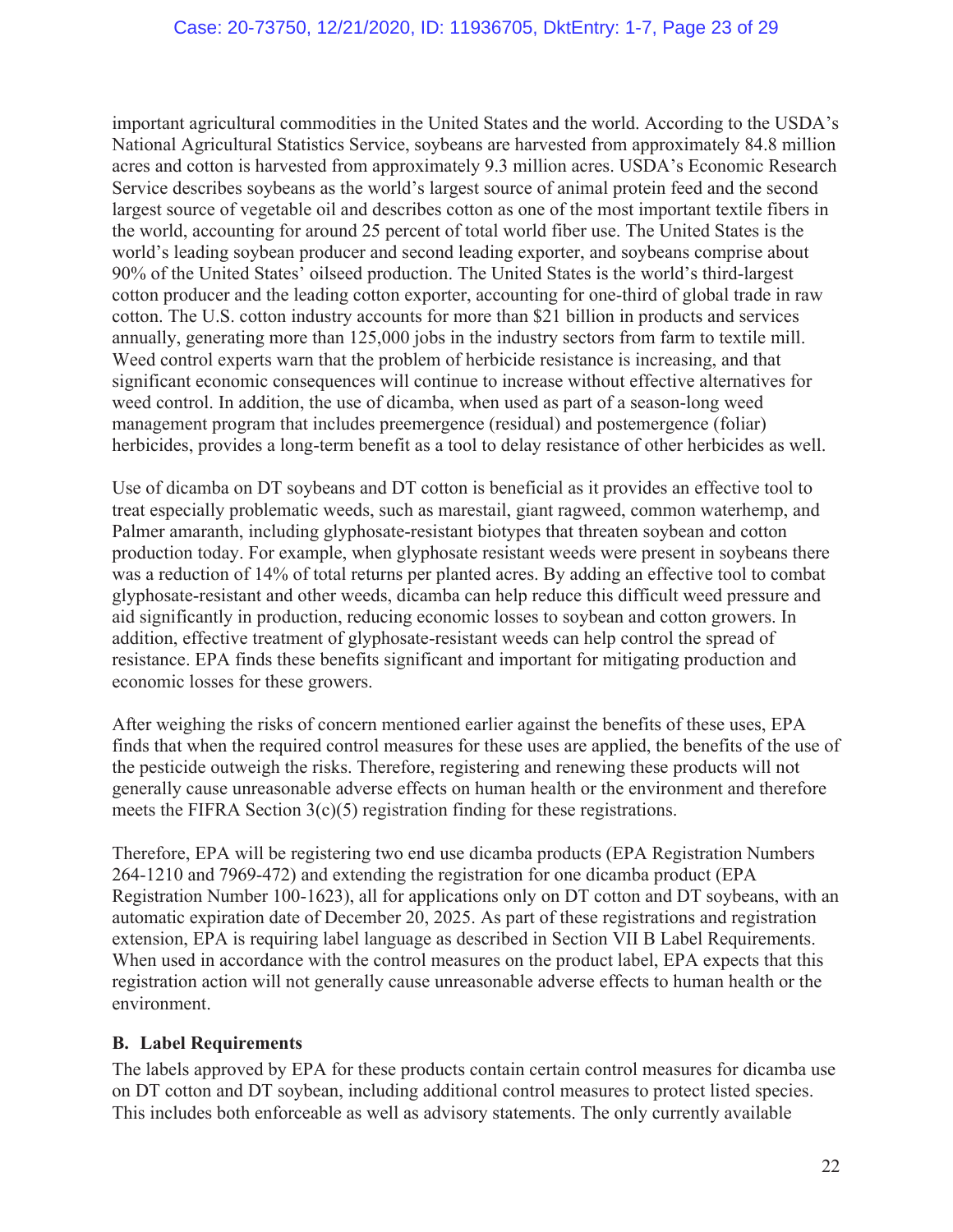important agricultural commodities in the United States and the world. According to the USDA's National Agricultural Statistics Service, soybeans are harvested from approximately 84.8 million acres and cotton is harvested from approximately 9.3 million acres. USDA's Economic Research Service describes soybeans as the world's largest source of animal protein feed and the second largest source of vegetable oil and describes cotton as one of the most important textile fibers in the world, accounting for around 25 percent of total world fiber use. The United States is the world's leading soybean producer and second leading exporter, and soybeans comprise about 90% of the United States' oilseed production. The United States is the world's third-largest cotton producer and the leading cotton exporter, accounting for one-third of global trade in raw cotton. The U.S. cotton industry accounts for more than $21 billion in products and services annually, generating more than 125,000 jobs in the industry sectors from farm to textile mill. Weed control experts warn that the problem of herbicide resistance is increasing, and that significant economic consequences will continue to increase without effective alternatives for weed control. In addition, the use of dicamba, when used as part of a season-long weed management program that includes preemergence (residual) and postemergence (foliar) herbicides, provides a long-term benefit as a tool to delay resistance of other herbicides as well.

Use of dicamba on DT soybeans and DT cotton is beneficial as it provides an effective tool to treat especially problematic weeds, such as marestail, giant ragweed, common waterhemp, and Palmer amaranth, including glyphosate-resistant biotypes that threaten soybean and cotton production today. For example, when glyphosate resistant weeds were present in soybeans there was a reduction of 14% of total returns per planted acres. By adding an effective tool to combat glyphosate-resistant and other weeds, dicamba can help reduce this difficult weed pressure and aid significantly in production, reducing economic losses to soybean and cotton growers. In addition, effective treatment of glyphosate-resistant weeds can help control the spread of resistance. EPA finds these benefits significant and important for mitigating production and economic losses for these growers.

After weighing the risks of concern mentioned earlier against the benefits of these uses, EPA finds that when the required control measures for these uses are applied, the benefits of the use of the pesticide outweigh the risks. Therefore, registering and renewing these products will not generally cause unreasonable adverse effects on human health or the environment and therefore meets the FIFRA Section 3(c)(5) registration finding for these registrations.

Therefore, EPA will be registering two end use dicamba products (EPA Registration Numbers 264-1210 and 7969-472) and extending the registration for one dicamba product (EPA Registration Number 100-1623), all for applications only on DT cotton and DT soybeans, with an automatic expiration date of December 20, 2025. As part of these registrations and registration extension, EPA is requiring label language as described in Section VII B Label Requirements. When used in accordance with the control measures on the product label, EPA expects that this registration action will not generally cause unreasonable adverse effects to human health or the environment.

### B. Label Requirements

The labels approved by EPA for these products contain certain control measures for dicamba use on DT cotton and DT soybean, including additional control measures to protect listed species. This includes both enforceable as well as advisory statements. The only currently available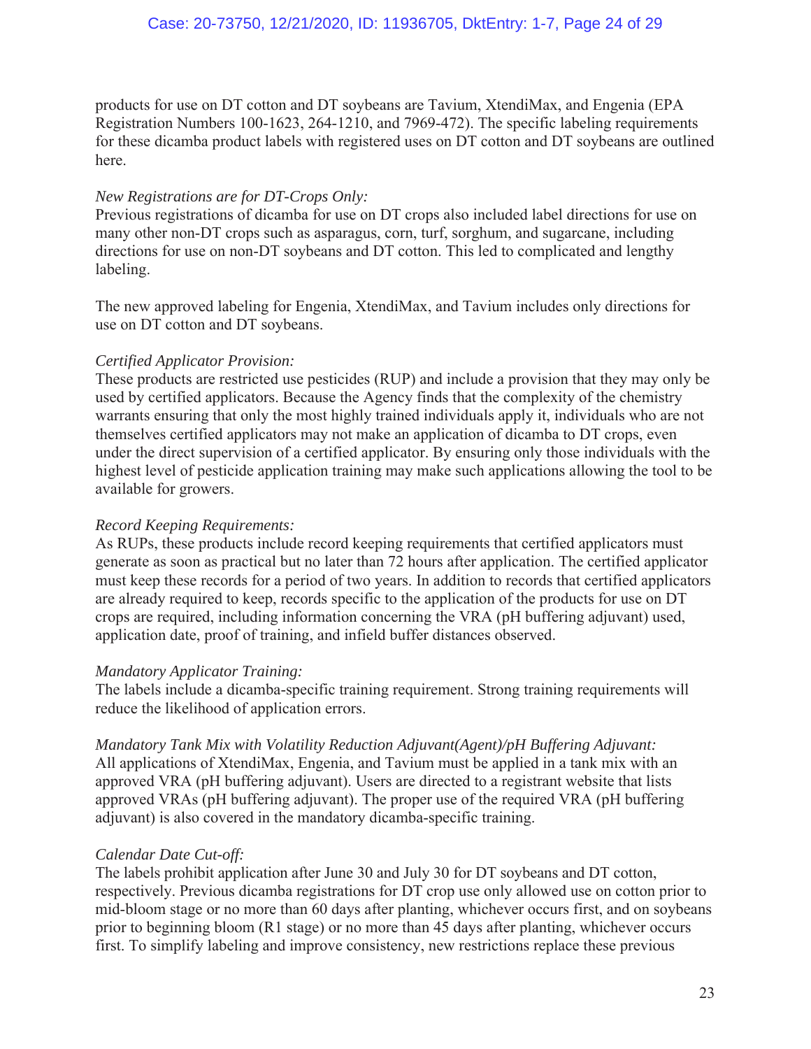products for use on DT cotton and DT soybeans are Tavium, XtendiMax, and Engenia (EPA Registration Numbers 100-1623, 264-1210, and 7969-472). The specific labeling requirements for these dicamba product labels with registered uses on DT cotton and DT soybeans are outlined here.

*New Registrations are for DT-Crops Only:*
Previous registrations of dicamba for use on DT crops also included label directions for use on many other non-DT crops such as asparagus, corn, turf, sorghum, and sugarcane, including directions for use on non-DT soybeans and DT cotton. This led to complicated and lengthy labeling.

The new approved labeling for Engenia, XtendiMax, and Tavium includes only directions for use on DT cotton and DT soybeans.

*Certified Applicator Provision:*
These products are restricted use pesticides (RUP) and include a provision that they may only be used by certified applicators. Because the Agency finds that the complexity of the chemistry warrants ensuring that only the most highly trained individuals apply it, individuals who are not themselves certified applicators may not make an application of dicamba to DT crops, even under the direct supervision of a certified applicator. By ensuring only those individuals with the highest level of pesticide application training may make such applications allowing the tool to be available for growers.

*Record Keeping Requirements:*
As RUPs, these products include record keeping requirements that certified applicators must generate as soon as practical but no later than 72 hours after application. The certified applicator must keep these records for a period of two years. In addition to records that certified applicators are already required to keep, records specific to the application of the products for use on DT crops are required, including information concerning the VRA (pH buffering adjuvant) used, application date, proof of training, and infield buffer distances observed.

*Mandatory Applicator Training:*
The labels include a dicamba-specific training requirement. Strong training requirements will reduce the likelihood of application errors.

*Mandatory Tank Mix with Volatility Reduction Adjuvant(Agent)/pH Buffering Adjuvant:*
All applications of XtendiMax, Engenia, and Tavium must be applied in a tank mix with an approved VRA (pH buffering adjuvant). Users are directed to a registrant website that lists approved VRAs (pH buffering adjuvant). The proper use of the required VRA (pH buffering adjuvant) is also covered in the mandatory dicamba-specific training.

*Calendar Date Cut-off:*
The labels prohibit application after June 30 and July 30 for DT soybeans and DT cotton, respectively. Previous dicamba registrations for DT crop use only allowed use on cotton prior to mid-bloom stage or no more than 60 days after planting, whichever occurs first, and on soybeans prior to beginning bloom (R1 stage) or no more than 45 days after planting, whichever occurs first. To simplify labeling and improve consistency, new restrictions replace these previous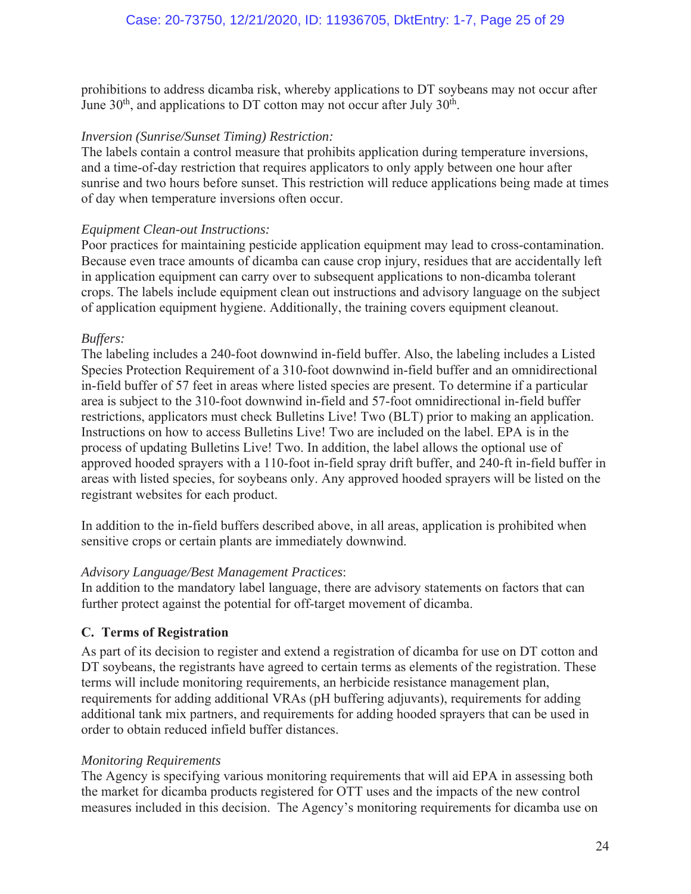prohibitions to address dicamba risk, whereby applications to DT soybeans may not occur after June 30th, and applications to DT cotton may not occur after July 30th.

*Inversion (Sunrise/Sunset Timing) Restriction:*
The labels contain a control measure that prohibits application during temperature inversions, and a time-of-day restriction that requires applicators to only apply between one hour after sunrise and two hours before sunset. This restriction will reduce applications being made at times of day when temperature inversions often occur.

*Equipment Clean-out Instructions:*
Poor practices for maintaining pesticide application equipment may lead to cross-contamination. Because even trace amounts of dicamba can cause crop injury, residues that are accidentally left in application equipment can carry over to subsequent applications to non-dicamba tolerant crops. The labels include equipment clean out instructions and advisory language on the subject of application equipment hygiene. Additionally, the training covers equipment cleanout.

*Buffers:*
The labeling includes a 240-foot downwind in-field buffer. Also, the labeling includes a Listed Species Protection Requirement of a 310-foot downwind in-field buffer and an omnidirectional in-field buffer of 57 feet in areas where listed species are present. To determine if a particular area is subject to the 310-foot downwind in-field and 57-foot omnidirectional in-field buffer restrictions, applicators must check Bulletins Live! Two (BLT) prior to making an application. Instructions on how to access Bulletins Live! Two are included on the label. EPA is in the process of updating Bulletins Live! Two. In addition, the label allows the optional use of approved hooded sprayers with a 110-foot in-field spray drift buffer, and 240-ft in-field buffer in areas with listed species, for soybeans only. Any approved hooded sprayers will be listed on the registrant websites for each product.

In addition to the in-field buffers described above, in all areas, application is prohibited when sensitive crops or certain plants are immediately downwind.

*Advisory Language/Best Management Practices*:
In addition to the mandatory label language, there are advisory statements on factors that can further protect against the potential for off-target movement of dicamba.

### C. Terms of Registration

As part of its decision to register and extend a registration of dicamba for use on DT cotton and DT soybeans, the registrants have agreed to certain terms as elements of the registration. These terms will include monitoring requirements, an herbicide resistance management plan, requirements for adding additional VRAs (pH buffering adjuvants), requirements for adding additional tank mix partners, and requirements for adding hooded sprayers that can be used in order to obtain reduced infield buffer distances.

*Monitoring Requirements*
The Agency is specifying various monitoring requirements that will aid EPA in assessing both the market for dicamba products registered for OTT uses and the impacts of the new control measures included in this decision. The Agency's monitoring requirements for dicamba use on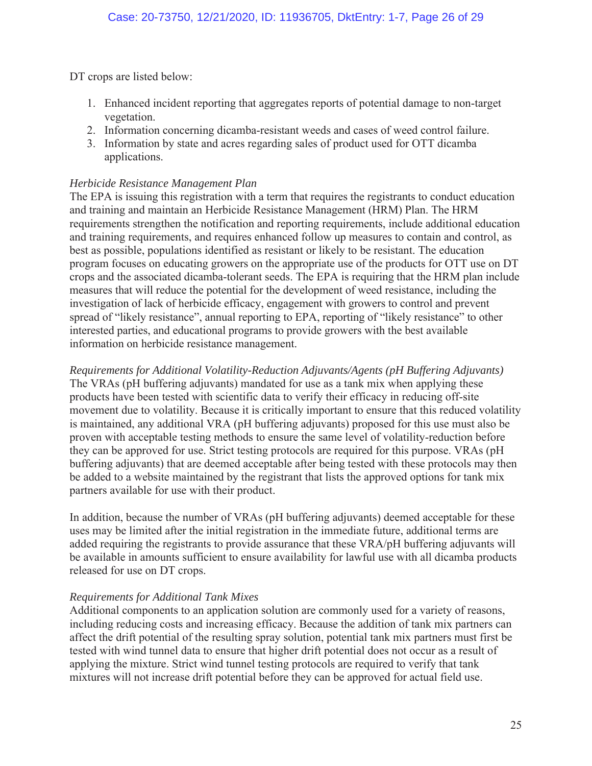DT crops are listed below:

1. Enhanced incident reporting that aggregates reports of potential damage to non-target vegetation.
2. Information concerning dicamba-resistant weeds and cases of weed control failure.
3. Information by state and acres regarding sales of product used for OTT dicamba applications.

*Herbicide Resistance Management Plan*

The EPA is issuing this registration with a term that requires the registrants to conduct education and training and maintain an Herbicide Resistance Management (HRM) Plan. The HRM requirements strengthen the notification and reporting requirements, include additional education and training requirements, and requires enhanced follow up measures to contain and control, as best as possible, populations identified as resistant or likely to be resistant. The education program focuses on educating growers on the appropriate use of the products for OTT use on DT crops and the associated dicamba-tolerant seeds. The EPA is requiring that the HRM plan include measures that will reduce the potential for the development of weed resistance, including the investigation of lack of herbicide efficacy, engagement with growers to control and prevent spread of "likely resistance", annual reporting to EPA, reporting of "likely resistance" to other interested parties, and educational programs to provide growers with the best available information on herbicide resistance management.

*Requirements for Additional Volatility-Reduction Adjuvants/Agents (pH Buffering Adjuvants)*

The VRAs (pH buffering adjuvants) mandated for use as a tank mix when applying these products have been tested with scientific data to verify their efficacy in reducing off-site movement due to volatility. Because it is critically important to ensure that this reduced volatility is maintained, any additional VRA (pH buffering adjuvants) proposed for this use must also be proven with acceptable testing methods to ensure the same level of volatility-reduction before they can be approved for use. Strict testing protocols are required for this purpose. VRAs (pH buffering adjuvants) that are deemed acceptable after being tested with these protocols may then be added to a website maintained by the registrant that lists the approved options for tank mix partners available for use with their product.

In addition, because the number of VRAs (pH buffering adjuvants) deemed acceptable for these uses may be limited after the initial registration in the immediate future, additional terms are added requiring the registrants to provide assurance that these VRA/pH buffering adjuvants will be available in amounts sufficient to ensure availability for lawful use with all dicamba products released for use on DT crops.

*Requirements for Additional Tank Mixes*

Additional components to an application solution are commonly used for a variety of reasons, including reducing costs and increasing efficacy. Because the addition of tank mix partners can affect the drift potential of the resulting spray solution, potential tank mix partners must first be tested with wind tunnel data to ensure that higher drift potential does not occur as a result of applying the mixture. Strict wind tunnel testing protocols are required to verify that tank mixtures will not increase drift potential before they can be approved for actual field use.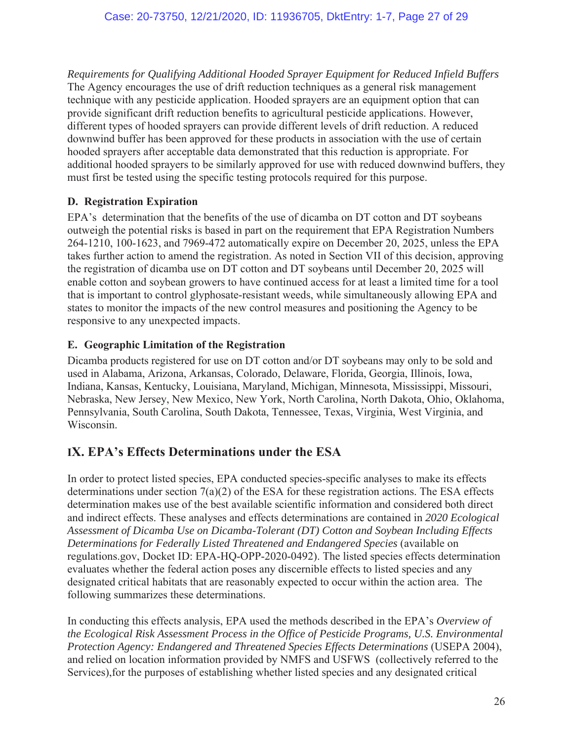*Requirements for Qualifying Additional Hooded Sprayer Equipment for Reduced Infield Buffers*
The Agency encourages the use of drift reduction techniques as a general risk management technique with any pesticide application. Hooded sprayers are an equipment option that can provide significant drift reduction benefits to agricultural pesticide applications. However, different types of hooded sprayers can provide different levels of drift reduction. A reduced downwind buffer has been approved for these products in association with the use of certain hooded sprayers after acceptable data demonstrated that this reduction is appropriate. For additional hooded sprayers to be similarly approved for use with reduced downwind buffers, they must first be tested using the specific testing protocols required for this purpose.

### D. Registration Expiration

EPA's determination that the benefits of the use of dicamba on DT cotton and DT soybeans outweigh the potential risks is based in part on the requirement that EPA Registration Numbers 264-1210, 100-1623, and 7969-472 automatically expire on December 20, 2025, unless the EPA takes further action to amend the registration. As noted in Section VII of this decision, approving the registration of dicamba use on DT cotton and DT soybeans until December 20, 2025 will enable cotton and soybean growers to have continued access for at least a limited time for a tool that is important to control glyphosate-resistant weeds, while simultaneously allowing EPA and states to monitor the impacts of the new control measures and positioning the Agency to be responsive to any unexpected impacts.

### E. Geographic Limitation of the Registration

Dicamba products registered for use on DT cotton and/or DT soybeans may only to be sold and used in Alabama, Arizona, Arkansas, Colorado, Delaware, Florida, Georgia, Illinois, Iowa, Indiana, Kansas, Kentucky, Louisiana, Maryland, Michigan, Minnesota, Mississippi, Missouri, Nebraska, New Jersey, New Mexico, New York, North Carolina, North Dakota, Ohio, Oklahoma, Pennsylvania, South Carolina, South Dakota, Tennessee, Texas, Virginia, West Virginia, and Wisconsin.

## IX. EPA's Effects Determinations under the ESA

In order to protect listed species, EPA conducted species-specific analyses to make its effects determinations under section 7(a)(2) of the ESA for these registration actions. The ESA effects determination makes use of the best available scientific information and considered both direct and indirect effects. These analyses and effects determinations are contained in *2020 Ecological Assessment of Dicamba Use on Dicamba-Tolerant (DT) Cotton and Soybean Including Effects Determinations for Federally Listed Threatened and Endangered Species* (available on regulations.gov, Docket ID: EPA-HQ-OPP-2020-0492). The listed species effects determination evaluates whether the federal action poses any discernible effects to listed species and any designated critical habitats that are reasonably expected to occur within the action area. The following summarizes these determinations.

In conducting this effects analysis, EPA used the methods described in the EPA's *Overview of the Ecological Risk Assessment Process in the Office of Pesticide Programs, U.S. Environmental Protection Agency: Endangered and Threatened Species Effects Determinations* (USEPA 2004), and relied on location information provided by NMFS and USFWS (collectively referred to the Services),for the purposes of establishing whether listed species and any designated critical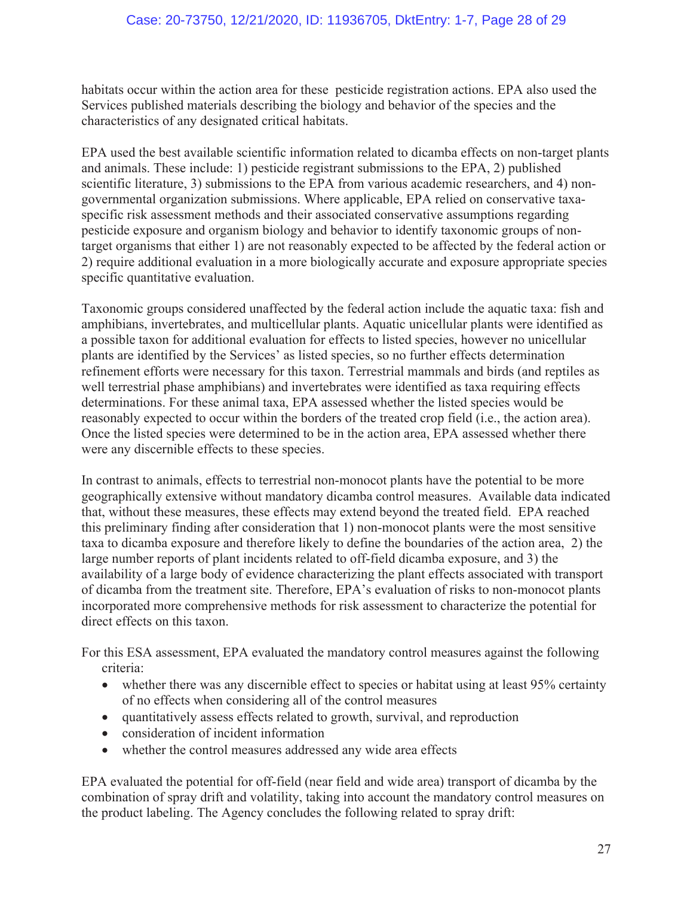habitats occur within the action area for these pesticide registration actions. EPA also used the Services published materials describing the biology and behavior of the species and the characteristics of any designated critical habitats.

EPA used the best available scientific information related to dicamba effects on non-target plants and animals. These include: 1) pesticide registrant submissions to the EPA, 2) published scientific literature, 3) submissions to the EPA from various academic researchers, and 4) non-governmental organization submissions. Where applicable, EPA relied on conservative taxa-specific risk assessment methods and their associated conservative assumptions regarding pesticide exposure and organism biology and behavior to identify taxonomic groups of non-target organisms that either 1) are not reasonably expected to be affected by the federal action or 2) require additional evaluation in a more biologically accurate and exposure appropriate species specific quantitative evaluation.

Taxonomic groups considered unaffected by the federal action include the aquatic taxa: fish and amphibians, invertebrates, and multicellular plants. Aquatic unicellular plants were identified as a possible taxon for additional evaluation for effects to listed species, however no unicellular plants are identified by the Services' as listed species, so no further effects determination refinement efforts were necessary for this taxon. Terrestrial mammals and birds (and reptiles as well terrestrial phase amphibians) and invertebrates were identified as taxa requiring effects determinations. For these animal taxa, EPA assessed whether the listed species would be reasonably expected to occur within the borders of the treated crop field (i.e., the action area). Once the listed species were determined to be in the action area, EPA assessed whether there were any discernible effects to these species.

In contrast to animals, effects to terrestrial non-monocot plants have the potential to be more geographically extensive without mandatory dicamba control measures. Available data indicated that, without these measures, these effects may extend beyond the treated field. EPA reached this preliminary finding after consideration that 1) non-monocot plants were the most sensitive taxa to dicamba exposure and therefore likely to define the boundaries of the action area, 2) the large number reports of plant incidents related to off-field dicamba exposure, and 3) the availability of a large body of evidence characterizing the plant effects associated with transport of dicamba from the treatment site. Therefore, EPA's evaluation of risks to non-monocot plants incorporated more comprehensive methods for risk assessment to characterize the potential for direct effects on this taxon.

For this ESA assessment, EPA evaluated the mandatory control measures against the following criteria:

- whether there was any discernible effect to species or habitat using at least 95% certainty of no effects when considering all of the control measures
- quantitatively assess effects related to growth, survival, and reproduction
- consideration of incident information
- whether the control measures addressed any wide area effects

EPA evaluated the potential for off-field (near field and wide area) transport of dicamba by the combination of spray drift and volatility, taking into account the mandatory control measures on the product labeling. The Agency concludes the following related to spray drift: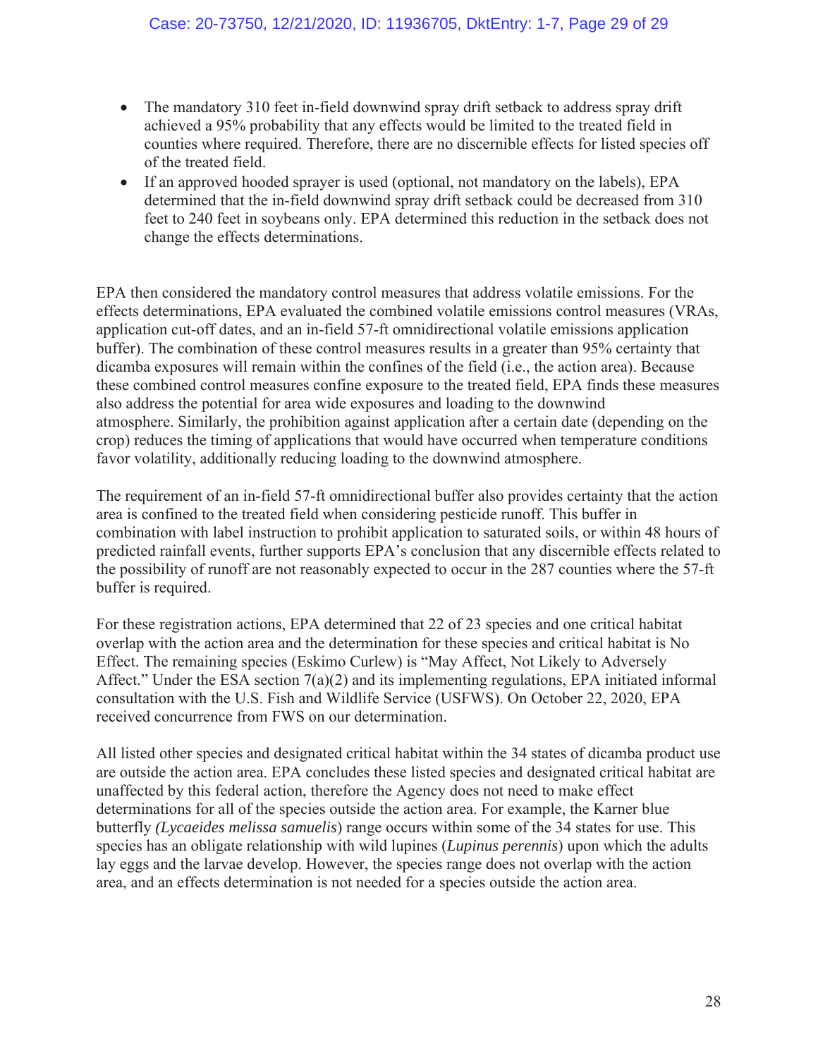- The mandatory 310 feet in-field downwind spray drift setback to address spray drift achieved a 95% probability that any effects would be limited to the treated field in counties where required. Therefore, there are no discernible effects for listed species off of the treated field.
- If an approved hooded sprayer is used (optional, not mandatory on the labels), EPA determined that the in-field downwind spray drift setback could be decreased from 310 feet to 240 feet in soybeans only. EPA determined this reduction in the setback does not change the effects determinations.

EPA then considered the mandatory control measures that address volatile emissions. For the effects determinations, EPA evaluated the combined volatile emissions control measures (VRAs, application cut-off dates, and an in-field 57-ft omnidirectional volatile emissions application buffer). The combination of these control measures results in a greater than 95% certainty that dicamba exposures will remain within the confines of the field (i.e., the action area). Because these combined control measures confine exposure to the treated field, EPA finds these measures also address the potential for area wide exposures and loading to the downwind atmosphere. Similarly, the prohibition against application after a certain date (depending on the crop) reduces the timing of applications that would have occurred when temperature conditions favor volatility, additionally reducing loading to the downwind atmosphere.

The requirement of an in-field 57-ft omnidirectional buffer also provides certainty that the action area is confined to the treated field when considering pesticide runoff. This buffer in combination with label instruction to prohibit application to saturated soils, or within 48 hours of predicted rainfall events, further supports EPA's conclusion that any discernible effects related to the possibility of runoff are not reasonably expected to occur in the 287 counties where the 57-ft buffer is required.

For these registration actions, EPA determined that 22 of 23 species and one critical habitat overlap with the action area and the determination for these species and critical habitat is No Effect. The remaining species (Eskimo Curlew) is "May Affect, Not Likely to Adversely Affect." Under the ESA section 7(a)(2) and its implementing regulations, EPA initiated informal consultation with the U.S. Fish and Wildlife Service (USFWS). On October 22, 2020, EPA received concurrence from FWS on our determination.

All listed other species and designated critical habitat within the 34 states of dicamba product use are outside the action area. EPA concludes these listed species and designated critical habitat are unaffected by this federal action, therefore the Agency does not need to make effect determinations for all of the species outside the action area. For example, the Karner blue butterfly *(Lycaeides melissa samuelis*) range occurs within some of the 34 states for use. This species has an obligate relationship with wild lupines (*Lupinus perennis*) upon which the adults lay eggs and the larvae develop. However, the species range does not overlap with the action area, and an effects determination is not needed for a species outside the action area.